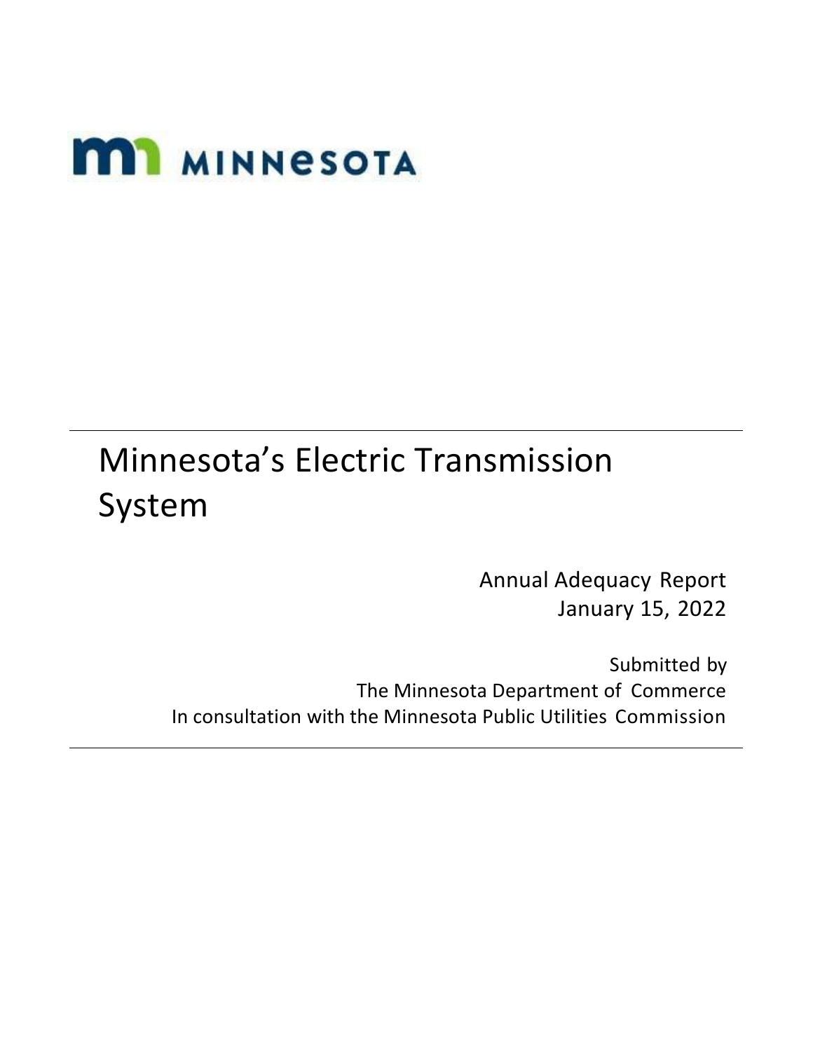MINNESOTA

# Minnesota's Electric Transmission System

Annual Adequacy Report
January 15, 2022

Submitted by
The Minnesota Department of Commerce
In consultation with the Minnesota Public Utilities Commission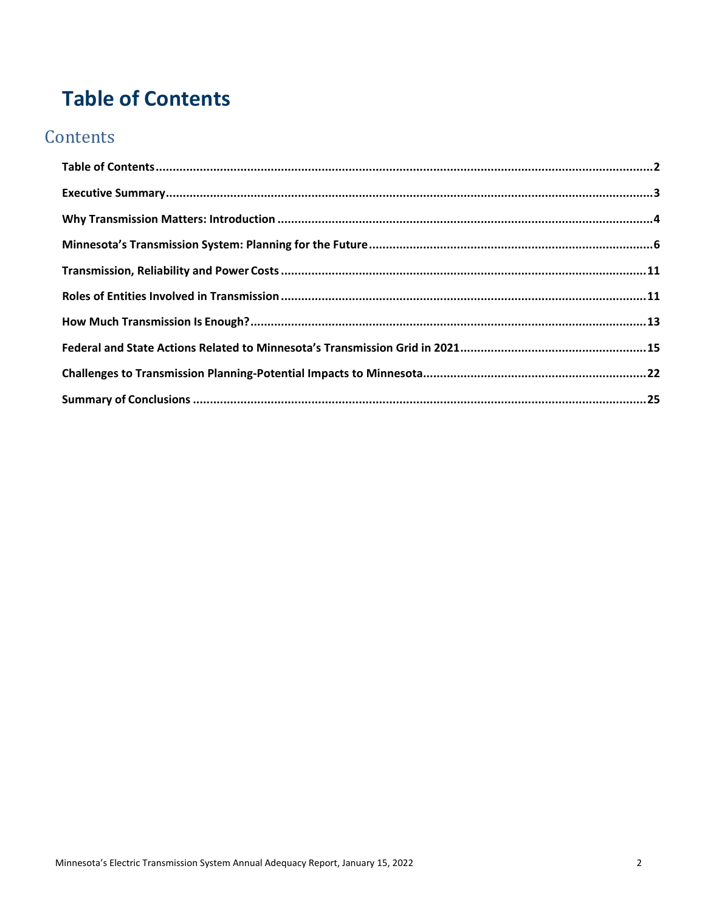# Table of Contents

## Contents

**Table of Contents** ........................................................ **2**

**Executive Summary** ........................................................ **3**

**Why Transmission Matters: Introduction** ........................................................ **4**

**Minnesota's Transmission System: Planning for the Future** ........................................................ **6**

**Transmission, Reliability and Power Costs** ........................................................ **11**

**Roles of Entities Involved in Transmission** ........................................................ **11**

**How Much Transmission Is Enough?** ........................................................ **13**

**Federal and State Actions Related to Minnesota's Transmission Grid in 2021** ........................................................ **15**

**Challenges to Transmission Planning-Potential Impacts to Minnesota** ........................................................ **22**

**Summary of Conclusions** ........................................................ **25**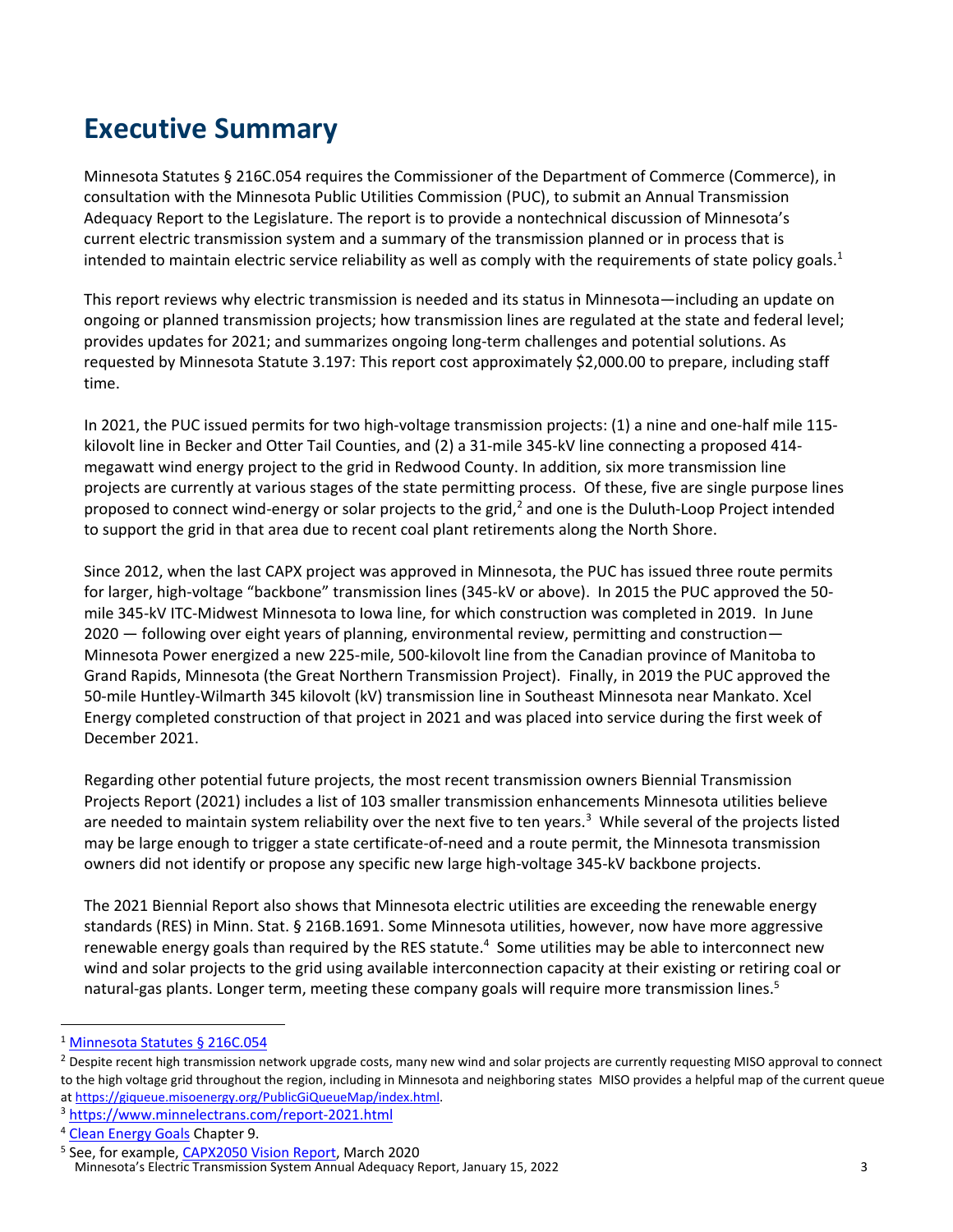# Executive Summary

Minnesota Statutes § 216C.054 requires the Commissioner of the Department of Commerce (Commerce), in consultation with the Minnesota Public Utilities Commission (PUC), to submit an Annual Transmission Adequacy Report to the Legislature. The report is to provide a nontechnical discussion of Minnesota's current electric transmission system and a summary of the transmission planned or in process that is intended to maintain electric service reliability as well as comply with the requirements of state policy goals.[1]

This report reviews why electric transmission is needed and its status in Minnesota—including an update on ongoing or planned transmission projects; how transmission lines are regulated at the state and federal level; provides updates for 2021; and summarizes ongoing long-term challenges and potential solutions. As requested by Minnesota Statute 3.197: This report cost approximately $2,000.00 to prepare, including staff time.

In 2021, the PUC issued permits for two high-voltage transmission projects: (1) a nine and one-half mile 115-kilovolt line in Becker and Otter Tail Counties, and (2) a 31-mile 345-kV line connecting a proposed 414-megawatt wind energy project to the grid in Redwood County. In addition, six more transmission line projects are currently at various stages of the state permitting process. Of these, five are single purpose lines proposed to connect wind-energy or solar projects to the grid,[2] and one is the Duluth-Loop Project intended to support the grid in that area due to recent coal plant retirements along the North Shore.

Since 2012, when the last CAPX project was approved in Minnesota, the PUC has issued three route permits for larger, high-voltage "backbone" transmission lines (345-kV or above). In 2015 the PUC approved the 50-mile 345-kV ITC-Midwest Minnesota to Iowa line, for which construction was completed in 2019. In June 2020 — following over eight years of planning, environmental review, permitting and construction— Minnesota Power energized a new 225-mile, 500-kilovolt line from the Canadian province of Manitoba to Grand Rapids, Minnesota (the Great Northern Transmission Project). Finally, in 2019 the PUC approved the 50-mile Huntley-Wilmarth 345 kilovolt (kV) transmission line in Southeast Minnesota near Mankato. Xcel Energy completed construction of that project in 2021 and was placed into service during the first week of December 2021.

Regarding other potential future projects, the most recent transmission owners Biennial Transmission Projects Report (2021) includes a list of 103 smaller transmission enhancements Minnesota utilities believe are needed to maintain system reliability over the next five to ten years.[3] While several of the projects listed may be large enough to trigger a state certificate-of-need and a route permit, the Minnesota transmission owners did not identify or propose any specific new large high-voltage 345-kV backbone projects.

The 2021 Biennial Report also shows that Minnesota electric utilities are exceeding the renewable energy standards (RES) in Minn. Stat. § 216B.1691. Some Minnesota utilities, however, now have more aggressive renewable energy goals than required by the RES statute.[4] Some utilities may be able to interconnect new wind and solar projects to the grid using available interconnection capacity at their existing or retiring coal or natural-gas plants. Longer term, meeting these company goals will require more transmission lines.[5]

---

[1] Minnesota Statutes § 216C.054

[2] Despite recent high transmission network upgrade costs, many new wind and solar projects are currently requesting MISO approval to connect to the high voltage grid throughout the region, including in Minnesota and neighboring states MISO provides a helpful map of the current queue at https://giqueue.misoenergy.org/PublicGiQueueMap/index.html.

[3] https://www.minnelectrans.com/report-2021.html

[4] Clean Energy Goals Chapter 9.

[5] See, for example, CAPX2050 Vision Report, March 2020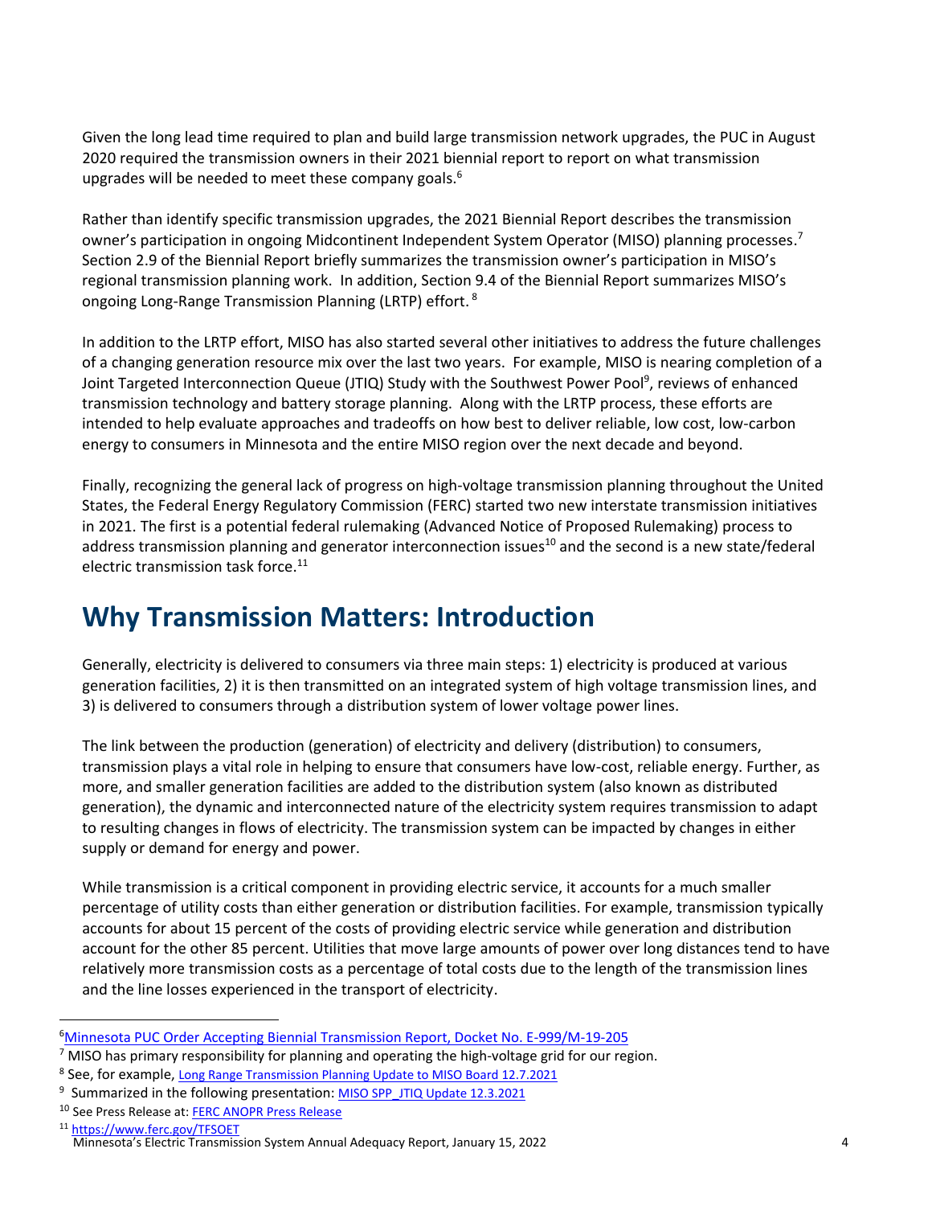Given the long lead time required to plan and build large transmission network upgrades, the PUC in August 2020 required the transmission owners in their 2021 biennial report to report on what transmission upgrades will be needed to meet these company goals.[6]

Rather than identify specific transmission upgrades, the 2021 Biennial Report describes the transmission owner's participation in ongoing Midcontinent Independent System Operator (MISO) planning processes.[7] Section 2.9 of the Biennial Report briefly summarizes the transmission owner's participation in MISO's regional transmission planning work. In addition, Section 9.4 of the Biennial Report summarizes MISO's ongoing Long-Range Transmission Planning (LRTP) effort.[8]

In addition to the LRTP effort, MISO has also started several other initiatives to address the future challenges of a changing generation resource mix over the last two years. For example, MISO is nearing completion of a Joint Targeted Interconnection Queue (JTIQ) Study with the Southwest Power Pool[9], reviews of enhanced transmission technology and battery storage planning. Along with the LRTP process, these efforts are intended to help evaluate approaches and tradeoffs on how best to deliver reliable, low cost, low-carbon energy to consumers in Minnesota and the entire MISO region over the next decade and beyond.

Finally, recognizing the general lack of progress on high-voltage transmission planning throughout the United States, the Federal Energy Regulatory Commission (FERC) started two new interstate transmission initiatives in 2021. The first is a potential federal rulemaking (Advanced Notice of Proposed Rulemaking) process to address transmission planning and generator interconnection issues[10] and the second is a new state/federal electric transmission task force.[11]

# Why Transmission Matters: Introduction

Generally, electricity is delivered to consumers via three main steps: 1) electricity is produced at various generation facilities, 2) it is then transmitted on an integrated system of high voltage transmission lines, and 3) is delivered to consumers through a distribution system of lower voltage power lines.

The link between the production (generation) of electricity and delivery (distribution) to consumers, transmission plays a vital role in helping to ensure that consumers have low-cost, reliable energy. Further, as more, and smaller generation facilities are added to the distribution system (also known as distributed generation), the dynamic and interconnected nature of the electricity system requires transmission to adapt to resulting changes in flows of electricity. The transmission system can be impacted by changes in either supply or demand for energy and power.

While transmission is a critical component in providing electric service, it accounts for a much smaller percentage of utility costs than either generation or distribution facilities. For example, transmission typically accounts for about 15 percent of the costs of providing electric service while generation and distribution account for the other 85 percent. Utilities that move large amounts of power over long distances tend to have relatively more transmission costs as a percentage of total costs due to the length of the transmission lines and the line losses experienced in the transport of electricity.

---

[6] Minnesota PUC Order Accepting Biennial Transmission Report, Docket No. E-999/M-19-205

[7] MISO has primary responsibility for planning and operating the high-voltage grid for our region.

[8] See, for example, Long Range Transmission Planning Update to MISO Board 12.7.2021

[9] Summarized in the following presentation: MISO SPP_JTIQ Update 12.3.2021

[10] See Press Release at: FERC ANOPR Press Release

[11] https://www.ferc.gov/TFSOET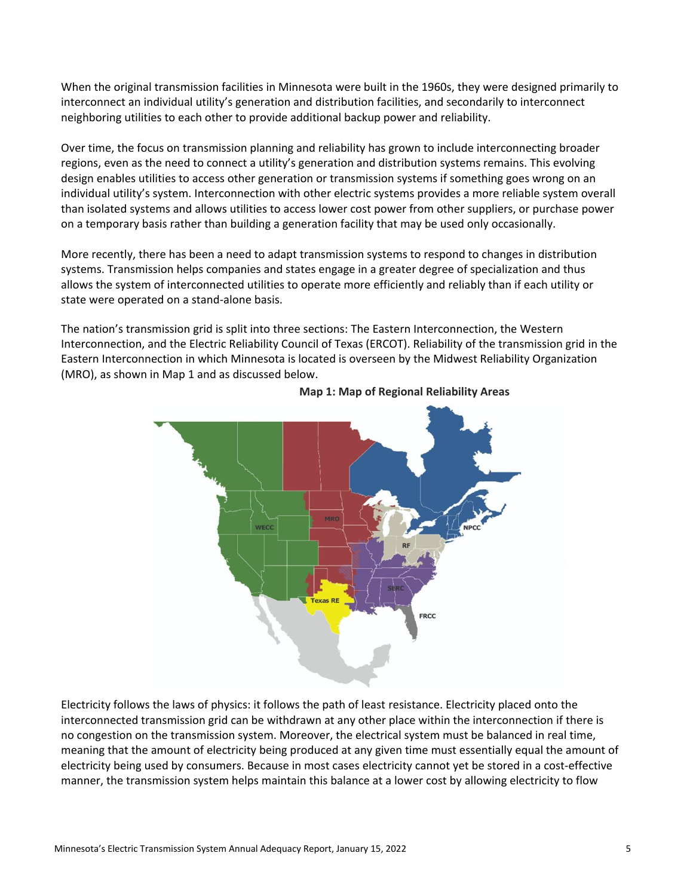When the original transmission facilities in Minnesota were built in the 1960s, they were designed primarily to interconnect an individual utility's generation and distribution facilities, and secondarily to interconnect neighboring utilities to each other to provide additional backup power and reliability.

Over time, the focus on transmission planning and reliability has grown to include interconnecting broader regions, even as the need to connect a utility's generation and distribution systems remains. This evolving design enables utilities to access other generation or transmission systems if something goes wrong on an individual utility's system. Interconnection with other electric systems provides a more reliable system overall than isolated systems and allows utilities to access lower cost power from other suppliers, or purchase power on a temporary basis rather than building a generation facility that may be used only occasionally.

More recently, there has been a need to adapt transmission systems to respond to changes in distribution systems. Transmission helps companies and states engage in a greater degree of specialization and thus allows the system of interconnected utilities to operate more efficiently and reliably than if each utility or state were operated on a stand-alone basis.

The nation's transmission grid is split into three sections: The Eastern Interconnection, the Western Interconnection, and the Electric Reliability Council of Texas (ERCOT). Reliability of the transmission grid in the Eastern Interconnection in which Minnesota is located is overseen by the Midwest Reliability Organization (MRO), as shown in Map 1 and as discussed below.

**Map 1: Map of Regional Reliability Areas**

Electricity follows the laws of physics: it follows the path of least resistance. Electricity placed onto the interconnected transmission grid can be withdrawn at any other place within the interconnection if there is no congestion on the transmission system. Moreover, the electrical system must be balanced in real time, meaning that the amount of electricity being produced at any given time must essentially equal the amount of electricity being used by consumers. Because in most cases electricity cannot yet be stored in a cost-effective manner, the transmission system helps maintain this balance at a lower cost by allowing electricity to flow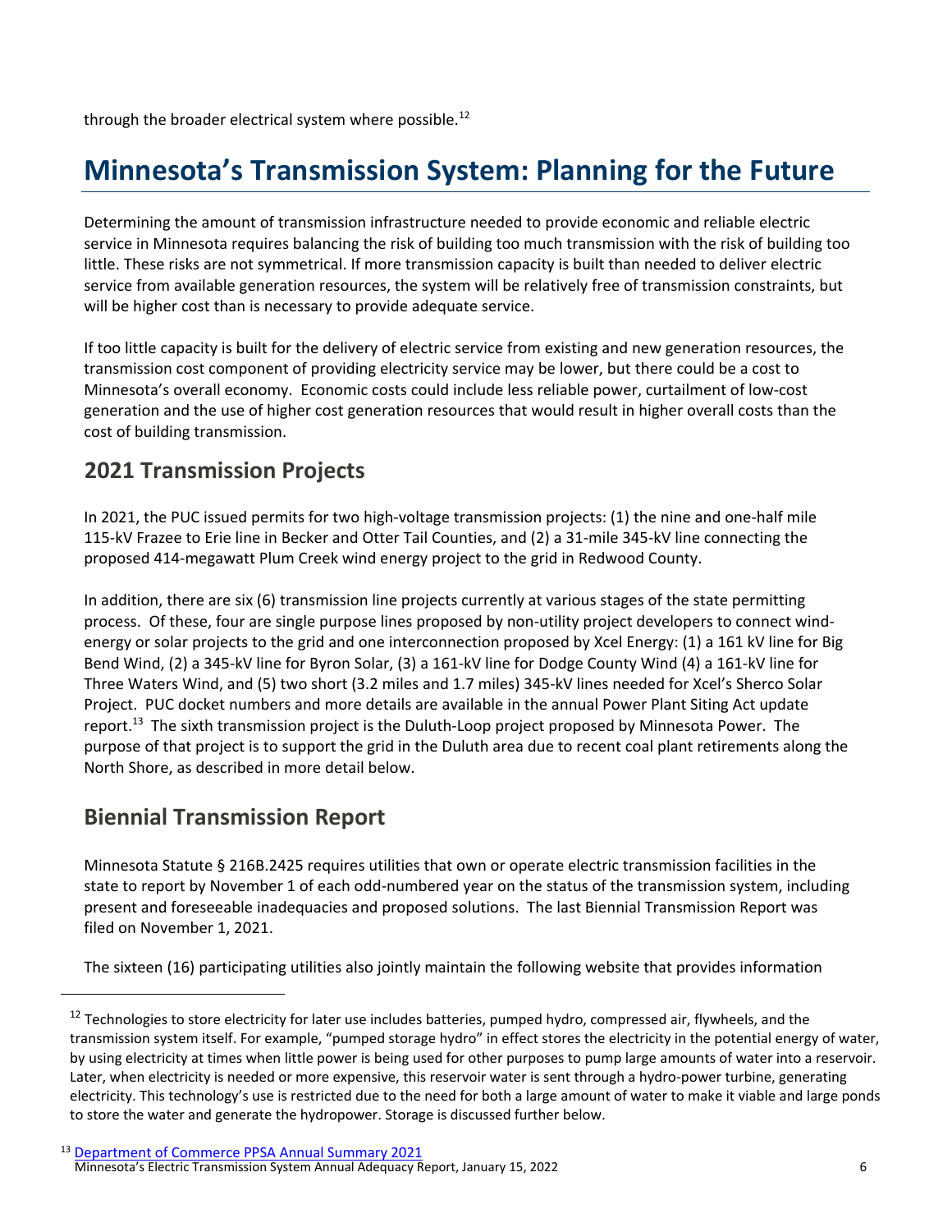through the broader electrical system where possible.[12]

# Minnesota's Transmission System: Planning for the Future

Determining the amount of transmission infrastructure needed to provide economic and reliable electric service in Minnesota requires balancing the risk of building too much transmission with the risk of building too little. These risks are not symmetrical. If more transmission capacity is built than needed to deliver electric service from available generation resources, the system will be relatively free of transmission constraints, but will be higher cost than is necessary to provide adequate service.

If too little capacity is built for the delivery of electric service from existing and new generation resources, the transmission cost component of providing electricity service may be lower, but there could be a cost to Minnesota's overall economy. Economic costs could include less reliable power, curtailment of low-cost generation and the use of higher cost generation resources that would result in higher overall costs than the cost of building transmission.

## 2021 Transmission Projects

In 2021, the PUC issued permits for two high-voltage transmission projects: (1) the nine and one-half mile 115-kV Frazee to Erie line in Becker and Otter Tail Counties, and (2) a 31-mile 345-kV line connecting the proposed 414-megawatt Plum Creek wind energy project to the grid in Redwood County.

In addition, there are six (6) transmission line projects currently at various stages of the state permitting process. Of these, four are single purpose lines proposed by non-utility project developers to connect wind-energy or solar projects to the grid and one interconnection proposed by Xcel Energy: (1) a 161 kV line for Big Bend Wind, (2) a 345-kV line for Byron Solar, (3) a 161-kV line for Dodge County Wind (4) a 161-kV line for Three Waters Wind, and (5) two short (3.2 miles and 1.7 miles) 345-kV lines needed for Xcel's Sherco Solar Project. PUC docket numbers and more details are available in the annual Power Plant Siting Act update report.[13] The sixth transmission project is the Duluth-Loop project proposed by Minnesota Power. The purpose of that project is to support the grid in the Duluth area due to recent coal plant retirements along the North Shore, as described in more detail below.

## Biennial Transmission Report

Minnesota Statute § 216B.2425 requires utilities that own or operate electric transmission facilities in the state to report by November 1 of each odd-numbered year on the status of the transmission system, including present and foreseeable inadequacies and proposed solutions. The last Biennial Transmission Report was filed on November 1, 2021.

The sixteen (16) participating utilities also jointly maintain the following website that provides information

[12] Technologies to store electricity for later use includes batteries, pumped hydro, compressed air, flywheels, and the transmission system itself. For example, "pumped storage hydro" in effect stores the electricity in the potential energy of water, by using electricity at times when little power is being used for other purposes to pump large amounts of water into a reservoir. Later, when electricity is needed or more expensive, this reservoir water is sent through a hydro-power turbine, generating electricity. This technology's use is restricted due to the need for both a large amount of water to make it viable and large ponds to store the water and generate the hydropower. Storage is discussed further below.

[13] Department of Commerce PPSA Annual Summary 2021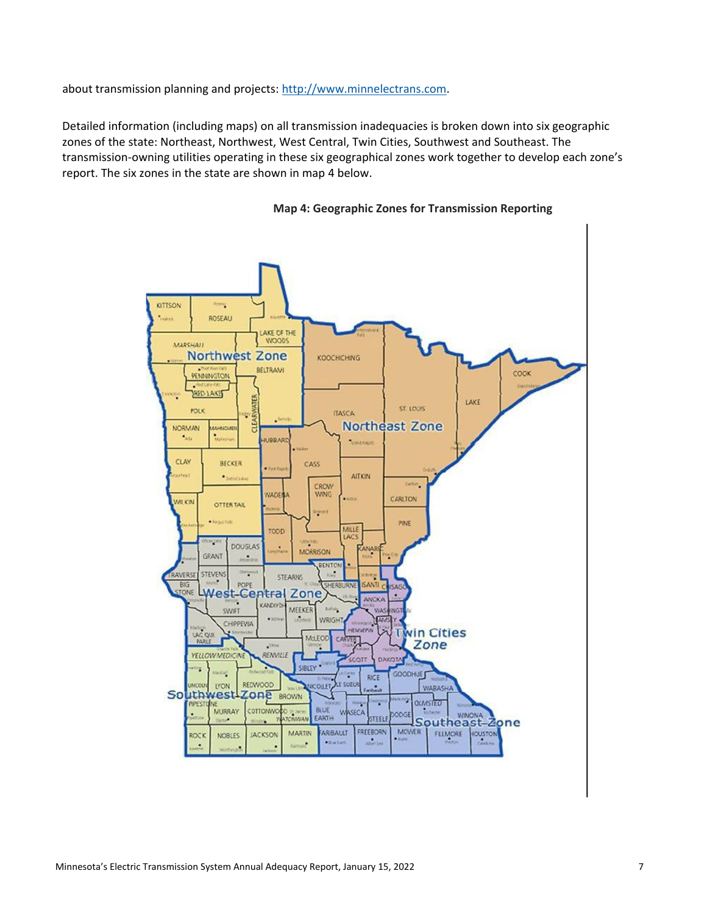about transmission planning and projects: [http://www.minnelectrans.com](http://www.minnelectrans.com).

Detailed information (including maps) on all transmission inadequacies is broken down into six geographic zones of the state: Northeast, Northwest, West Central, Twin Cities, Southwest and Southeast. The transmission-owning utilities operating in these six geographical zones work together to develop each zone's report. The six zones in the state are shown in map 4 below.

**Map 4: Geographic Zones for Transmission Reporting**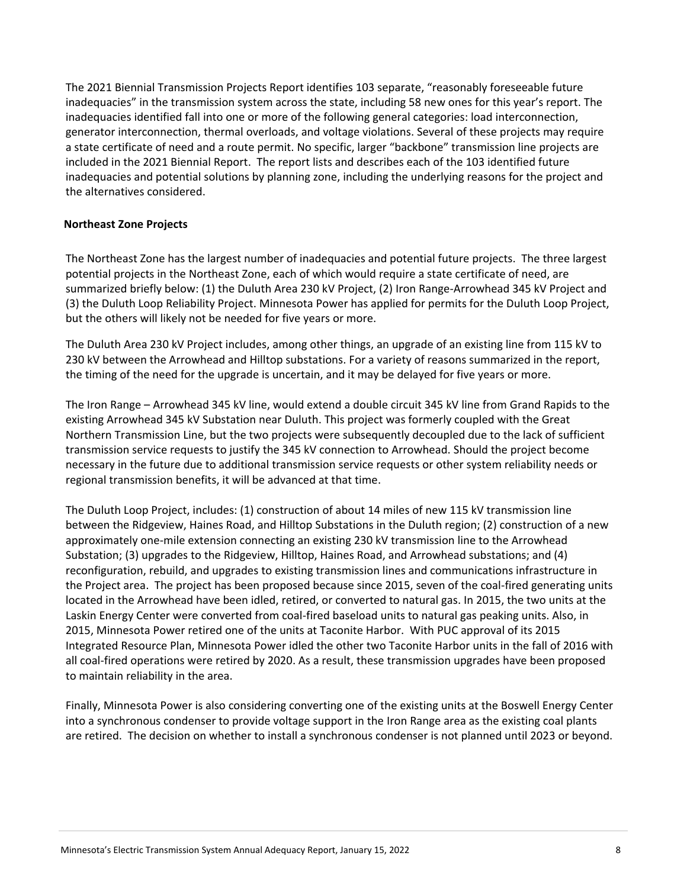The 2021 Biennial Transmission Projects Report identifies 103 separate, "reasonably foreseeable future inadequacies" in the transmission system across the state, including 58 new ones for this year's report. The inadequacies identified fall into one or more of the following general categories: load interconnection, generator interconnection, thermal overloads, and voltage violations. Several of these projects may require a state certificate of need and a route permit. No specific, larger "backbone" transmission line projects are included in the 2021 Biennial Report. The report lists and describes each of the 103 identified future inadequacies and potential solutions by planning zone, including the underlying reasons for the project and the alternatives considered.

**Northeast Zone Projects**

The Northeast Zone has the largest number of inadequacies and potential future projects. The three largest potential projects in the Northeast Zone, each of which would require a state certificate of need, are summarized briefly below: (1) the Duluth Area 230 kV Project, (2) Iron Range-Arrowhead 345 kV Project and (3) the Duluth Loop Reliability Project. Minnesota Power has applied for permits for the Duluth Loop Project, but the others will likely not be needed for five years or more.

The Duluth Area 230 kV Project includes, among other things, an upgrade of an existing line from 115 kV to 230 kV between the Arrowhead and Hilltop substations. For a variety of reasons summarized in the report, the timing of the need for the upgrade is uncertain, and it may be delayed for five years or more.

The Iron Range – Arrowhead 345 kV line, would extend a double circuit 345 kV line from Grand Rapids to the existing Arrowhead 345 kV Substation near Duluth. This project was formerly coupled with the Great Northern Transmission Line, but the two projects were subsequently decoupled due to the lack of sufficient transmission service requests to justify the 345 kV connection to Arrowhead. Should the project become necessary in the future due to additional transmission service requests or other system reliability needs or regional transmission benefits, it will be advanced at that time.

The Duluth Loop Project, includes: (1) construction of about 14 miles of new 115 kV transmission line between the Ridgeview, Haines Road, and Hilltop Substations in the Duluth region; (2) construction of a new approximately one-mile extension connecting an existing 230 kV transmission line to the Arrowhead Substation; (3) upgrades to the Ridgeview, Hilltop, Haines Road, and Arrowhead substations; and (4) reconfiguration, rebuild, and upgrades to existing transmission lines and communications infrastructure in the Project area. The project has been proposed because since 2015, seven of the coal-fired generating units located in the Arrowhead have been idled, retired, or converted to natural gas. In 2015, the two units at the Laskin Energy Center were converted from coal-fired baseload units to natural gas peaking units. Also, in 2015, Minnesota Power retired one of the units at Taconite Harbor. With PUC approval of its 2015 Integrated Resource Plan, Minnesota Power idled the other two Taconite Harbor units in the fall of 2016 with all coal-fired operations were retired by 2020. As a result, these transmission upgrades have been proposed to maintain reliability in the area.

Finally, Minnesota Power is also considering converting one of the existing units at the Boswell Energy Center into a synchronous condenser to provide voltage support in the Iron Range area as the existing coal plants are retired. The decision on whether to install a synchronous condenser is not planned until 2023 or beyond.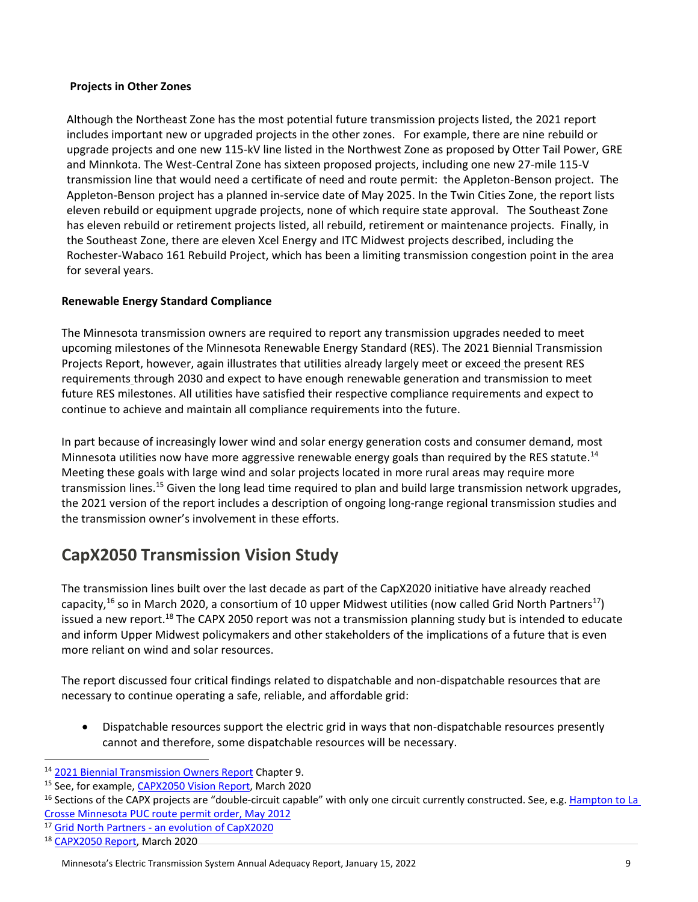**Projects in Other Zones**

Although the Northeast Zone has the most potential future transmission projects listed, the 2021 report includes important new or upgraded projects in the other zones. For example, there are nine rebuild or upgrade projects and one new 115-kV line listed in the Northwest Zone as proposed by Otter Tail Power, GRE and Minnkota. The West-Central Zone has sixteen proposed projects, including one new 27-mile 115-V transmission line that would need a certificate of need and route permit: the Appleton-Benson project. The Appleton-Benson project has a planned in-service date of May 2025. In the Twin Cities Zone, the report lists eleven rebuild or equipment upgrade projects, none of which require state approval. The Southeast Zone has eleven rebuild or retirement projects listed, all rebuild, retirement or maintenance projects. Finally, in the Southeast Zone, there are eleven Xcel Energy and ITC Midwest projects described, including the Rochester-Wabaco 161 Rebuild Project, which has been a limiting transmission congestion point in the area for several years.

**Renewable Energy Standard Compliance**

The Minnesota transmission owners are required to report any transmission upgrades needed to meet upcoming milestones of the Minnesota Renewable Energy Standard (RES). The 2021 Biennial Transmission Projects Report, however, again illustrates that utilities already largely meet or exceed the present RES requirements through 2030 and expect to have enough renewable generation and transmission to meet future RES milestones. All utilities have satisfied their respective compliance requirements and expect to continue to achieve and maintain all compliance requirements into the future.

In part because of increasingly lower wind and solar energy generation costs and consumer demand, most Minnesota utilities now have more aggressive renewable energy goals than required by the RES statute.[14] Meeting these goals with large wind and solar projects located in more rural areas may require more transmission lines.[15] Given the long lead time required to plan and build large transmission network upgrades, the 2021 version of the report includes a description of ongoing long-range regional transmission studies and the transmission owner's involvement in these efforts.

## CapX2050 Transmission Vision Study

The transmission lines built over the last decade as part of the CapX2020 initiative have already reached capacity,[16] so in March 2020, a consortium of 10 upper Midwest utilities (now called Grid North Partners[17]) issued a new report.[18] The CAPX 2050 report was not a transmission planning study but is intended to educate and inform Upper Midwest policymakers and other stakeholders of the implications of a future that is even more reliant on wind and solar resources.

The report discussed four critical findings related to dispatchable and non-dispatchable resources that are necessary to continue operating a safe, reliable, and affordable grid:

- Dispatchable resources support the electric grid in ways that non-dispatchable resources presently cannot and therefore, some dispatchable resources will be necessary.

---

[14] 2021 Biennial Transmission Owners Report Chapter 9.

[15] See, for example, CAPX2050 Vision Report, March 2020

[16] Sections of the CAPX projects are "double-circuit capable" with only one circuit currently constructed. See, e.g. Hampton to La Crosse Minnesota PUC route permit order, May 2012

[17] Grid North Partners - an evolution of CapX2020

[18] CAPX2050 Report, March 2020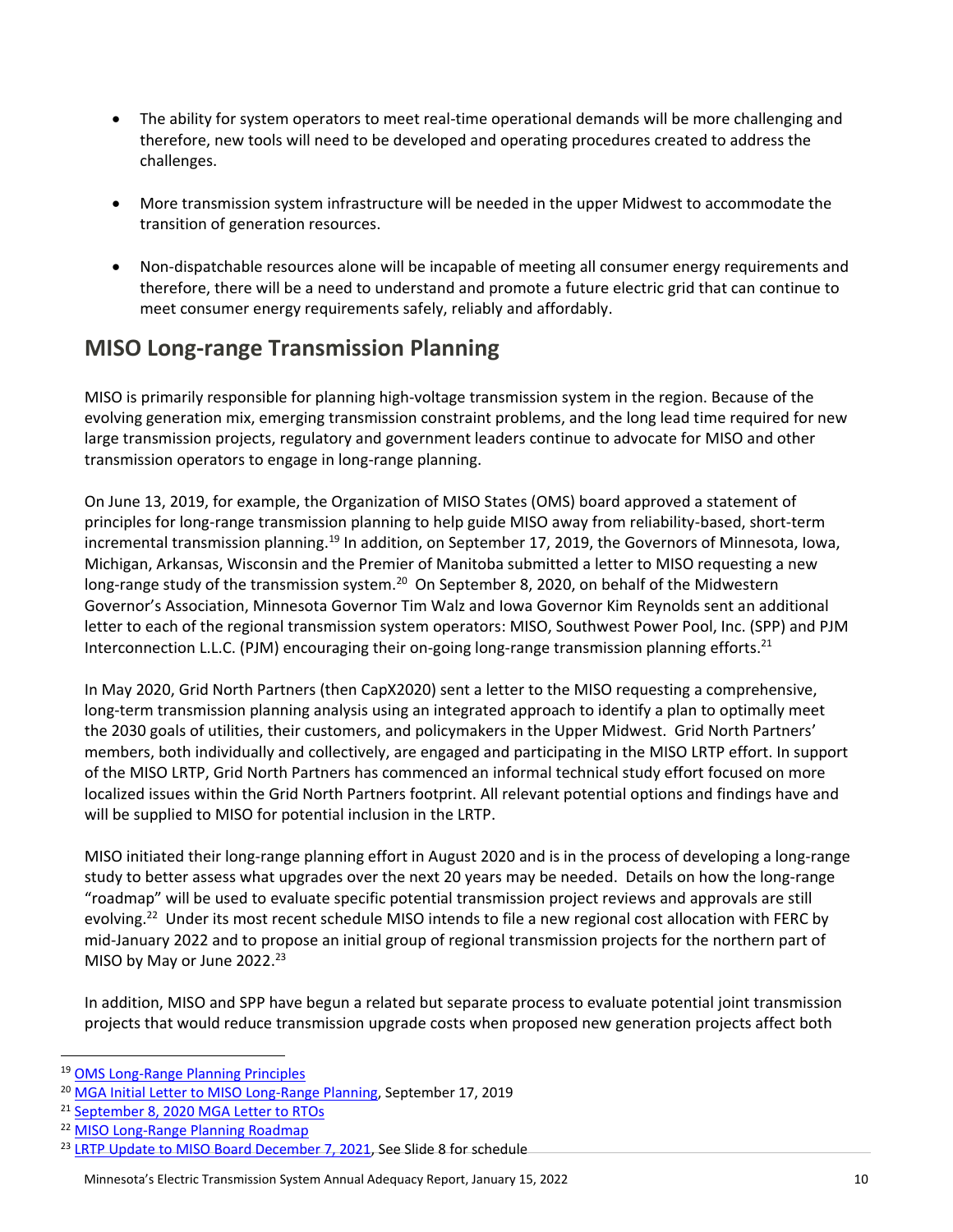- The ability for system operators to meet real-time operational demands will be more challenging and therefore, new tools will need to be developed and operating procedures created to address the challenges.

- More transmission system infrastructure will be needed in the upper Midwest to accommodate the transition of generation resources.

- Non-dispatchable resources alone will be incapable of meeting all consumer energy requirements and therefore, there will be a need to understand and promote a future electric grid that can continue to meet consumer energy requirements safely, reliably and affordably.

## MISO Long-range Transmission Planning

MISO is primarily responsible for planning high-voltage transmission system in the region. Because of the evolving generation mix, emerging transmission constraint problems, and the long lead time required for new large transmission projects, regulatory and government leaders continue to advocate for MISO and other transmission operators to engage in long-range planning.

On June 13, 2019, for example, the Organization of MISO States (OMS) board approved a statement of principles for long-range transmission planning to help guide MISO away from reliability-based, short-term incremental transmission planning.[19] In addition, on September 17, 2019, the Governors of Minnesota, Iowa, Michigan, Arkansas, Wisconsin and the Premier of Manitoba submitted a letter to MISO requesting a new long-range study of the transmission system.[20] On September 8, 2020, on behalf of the Midwestern Governor's Association, Minnesota Governor Tim Walz and Iowa Governor Kim Reynolds sent an additional letter to each of the regional transmission system operators: MISO, Southwest Power Pool, Inc. (SPP) and PJM Interconnection L.L.C. (PJM) encouraging their on-going long-range transmission planning efforts.[21]

In May 2020, Grid North Partners (then CapX2020) sent a letter to the MISO requesting a comprehensive, long-term transmission planning analysis using an integrated approach to identify a plan to optimally meet the 2030 goals of utilities, their customers, and policymakers in the Upper Midwest. Grid North Partners' members, both individually and collectively, are engaged and participating in the MISO LRTP effort. In support of the MISO LRTP, Grid North Partners has commenced an informal technical study effort focused on more localized issues within the Grid North Partners footprint. All relevant potential options and findings have and will be supplied to MISO for potential inclusion in the LRTP.

MISO initiated their long-range planning effort in August 2020 and is in the process of developing a long-range study to better assess what upgrades over the next 20 years may be needed. Details on how the long-range "roadmap" will be used to evaluate specific potential transmission project reviews and approvals are still evolving.[22] Under its most recent schedule MISO intends to file a new regional cost allocation with FERC by mid-January 2022 and to propose an initial group of regional transmission projects for the northern part of MISO by May or June 2022.[23]

In addition, MISO and SPP have begun a related but separate process to evaluate potential joint transmission projects that would reduce transmission upgrade costs when proposed new generation projects affect both

---

[19] OMS Long-Range Planning Principles

[20] MGA Initial Letter to MISO Long-Range Planning, September 17, 2019

[21] September 8, 2020 MGA Letter to RTOs

[22] MISO Long-Range Planning Roadmap

[23] LRTP Update to MISO Board December 7, 2021, See Slide 8 for schedule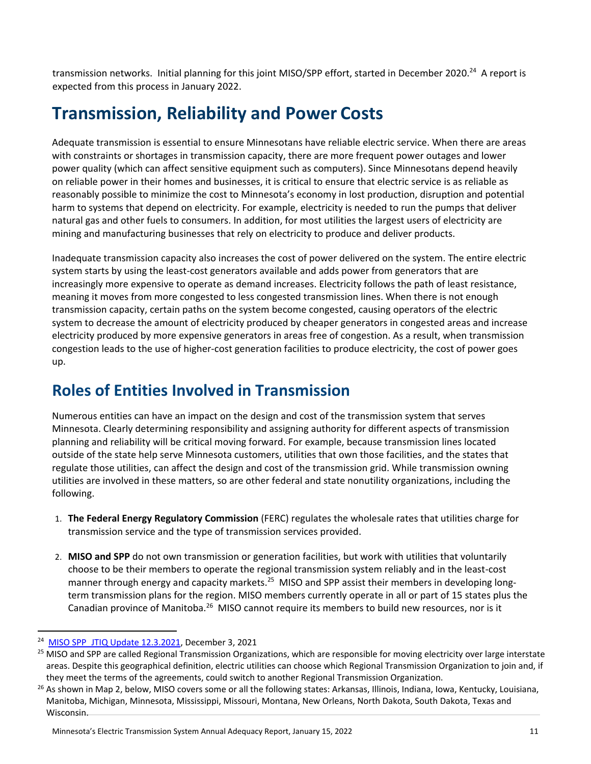transmission networks. Initial planning for this joint MISO/SPP effort, started in December 2020.[24] A report is expected from this process in January 2022.

# Transmission, Reliability and Power Costs

Adequate transmission is essential to ensure Minnesotans have reliable electric service. When there are areas with constraints or shortages in transmission capacity, there are more frequent power outages and lower power quality (which can affect sensitive equipment such as computers). Since Minnesotans depend heavily on reliable power in their homes and businesses, it is critical to ensure that electric service is as reliable as reasonably possible to minimize the cost to Minnesota's economy in lost production, disruption and potential harm to systems that depend on electricity. For example, electricity is needed to run the pumps that deliver natural gas and other fuels to consumers. In addition, for most utilities the largest users of electricity are mining and manufacturing businesses that rely on electricity to produce and deliver products.

Inadequate transmission capacity also increases the cost of power delivered on the system. The entire electric system starts by using the least-cost generators available and adds power from generators that are increasingly more expensive to operate as demand increases. Electricity follows the path of least resistance, meaning it moves from more congested to less congested transmission lines. When there is not enough transmission capacity, certain paths on the system become congested, causing operators of the electric system to decrease the amount of electricity produced by cheaper generators in congested areas and increase electricity produced by more expensive generators in areas free of congestion. As a result, when transmission congestion leads to the use of higher-cost generation facilities to produce electricity, the cost of power goes up.

## Roles of Entities Involved in Transmission

Numerous entities can have an impact on the design and cost of the transmission system that serves Minnesota. Clearly determining responsibility and assigning authority for different aspects of transmission planning and reliability will be critical moving forward. For example, because transmission lines located outside of the state help serve Minnesota customers, utilities that own those facilities, and the states that regulate those utilities, can affect the design and cost of the transmission grid. While transmission owning utilities are involved in these matters, so are other federal and state nonutility organizations, including the following.

1. **The Federal Energy Regulatory Commission** (FERC) regulates the wholesale rates that utilities charge for transmission service and the type of transmission services provided.

2. **MISO and SPP** do not own transmission or generation facilities, but work with utilities that voluntarily choose to be their members to operate the regional transmission system reliably and in the least-cost manner through energy and capacity markets.[25] MISO and SPP assist their members in developing long-term transmission plans for the region. MISO members currently operate in all or part of 15 states plus the Canadian province of Manitoba.[26] MISO cannot require its members to build new resources, nor is it

---

[24] MISO SPP JTIQ Update 12.3.2021, December 3, 2021

[25] MISO and SPP are called Regional Transmission Organizations, which are responsible for moving electricity over large interstate areas. Despite this geographical definition, electric utilities can choose which Regional Transmission Organization to join and, if they meet the terms of the agreements, could switch to another Regional Transmission Organization.

[26] As shown in Map 2, below, MISO covers some or all the following states: Arkansas, Illinois, Indiana, Iowa, Kentucky, Louisiana, Manitoba, Michigan, Minnesota, Mississippi, Missouri, Montana, New Orleans, North Dakota, South Dakota, Texas and Wisconsin.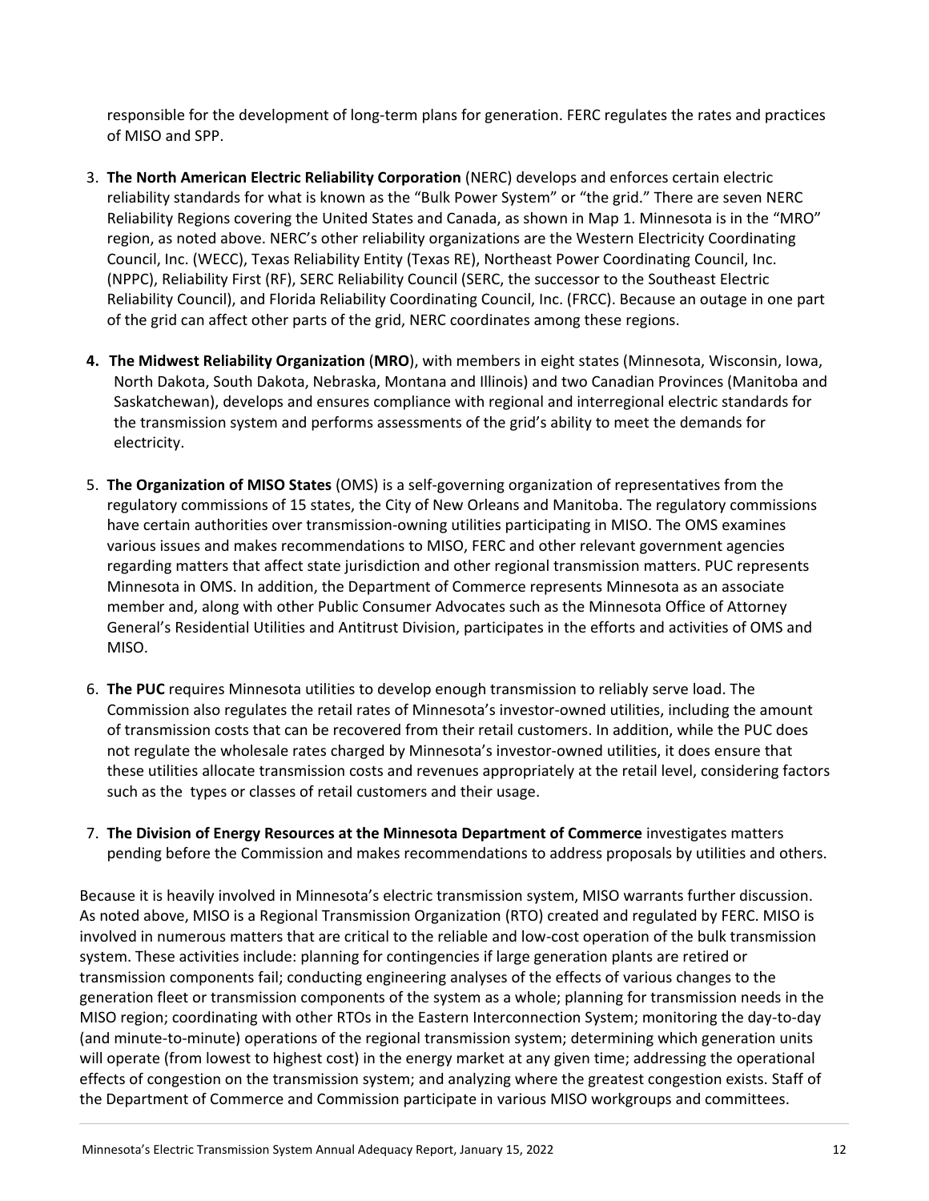responsible for the development of long-term plans for generation. FERC regulates the rates and practices of MISO and SPP.

3. **The North American Electric Reliability Corporation** (NERC) develops and enforces certain electric reliability standards for what is known as the "Bulk Power System" or "the grid." There are seven NERC Reliability Regions covering the United States and Canada, as shown in Map 1. Minnesota is in the "MRO" region, as noted above. NERC's other reliability organizations are the Western Electricity Coordinating Council, Inc. (WECC), Texas Reliability Entity (Texas RE), Northeast Power Coordinating Council, Inc. (NPPC), Reliability First (RF), SERC Reliability Council (SERC, the successor to the Southeast Electric Reliability Council), and Florida Reliability Coordinating Council, Inc. (FRCC). Because an outage in one part of the grid can affect other parts of the grid, NERC coordinates among these regions.

4. **The Midwest Reliability Organization** (**MRO**), with members in eight states (Minnesota, Wisconsin, Iowa, North Dakota, South Dakota, Nebraska, Montana and Illinois) and two Canadian Provinces (Manitoba and Saskatchewan), develops and ensures compliance with regional and interregional electric standards for the transmission system and performs assessments of the grid's ability to meet the demands for electricity.

5. **The Organization of MISO States** (OMS) is a self-governing organization of representatives from the regulatory commissions of 15 states, the City of New Orleans and Manitoba. The regulatory commissions have certain authorities over transmission-owning utilities participating in MISO. The OMS examines various issues and makes recommendations to MISO, FERC and other relevant government agencies regarding matters that affect state jurisdiction and other regional transmission matters. PUC represents Minnesota in OMS. In addition, the Department of Commerce represents Minnesota as an associate member and, along with other Public Consumer Advocates such as the Minnesota Office of Attorney General's Residential Utilities and Antitrust Division, participates in the efforts and activities of OMS and MISO.

6. **The PUC** requires Minnesota utilities to develop enough transmission to reliably serve load. The Commission also regulates the retail rates of Minnesota's investor-owned utilities, including the amount of transmission costs that can be recovered from their retail customers. In addition, while the PUC does not regulate the wholesale rates charged by Minnesota's investor-owned utilities, it does ensure that these utilities allocate transmission costs and revenues appropriately at the retail level, considering factors such as the types or classes of retail customers and their usage.

7. **The Division of Energy Resources at the Minnesota Department of Commerce** investigates matters pending before the Commission and makes recommendations to address proposals by utilities and others.

Because it is heavily involved in Minnesota's electric transmission system, MISO warrants further discussion. As noted above, MISO is a Regional Transmission Organization (RTO) created and regulated by FERC. MISO is involved in numerous matters that are critical to the reliable and low-cost operation of the bulk transmission system. These activities include: planning for contingencies if large generation plants are retired or transmission components fail; conducting engineering analyses of the effects of various changes to the generation fleet or transmission components of the system as a whole; planning for transmission needs in the MISO region; coordinating with other RTOs in the Eastern Interconnection System; monitoring the day-to-day (and minute-to-minute) operations of the regional transmission system; determining which generation units will operate (from lowest to highest cost) in the energy market at any given time; addressing the operational effects of congestion on the transmission system; and analyzing where the greatest congestion exists. Staff of the Department of Commerce and Commission participate in various MISO workgroups and committees.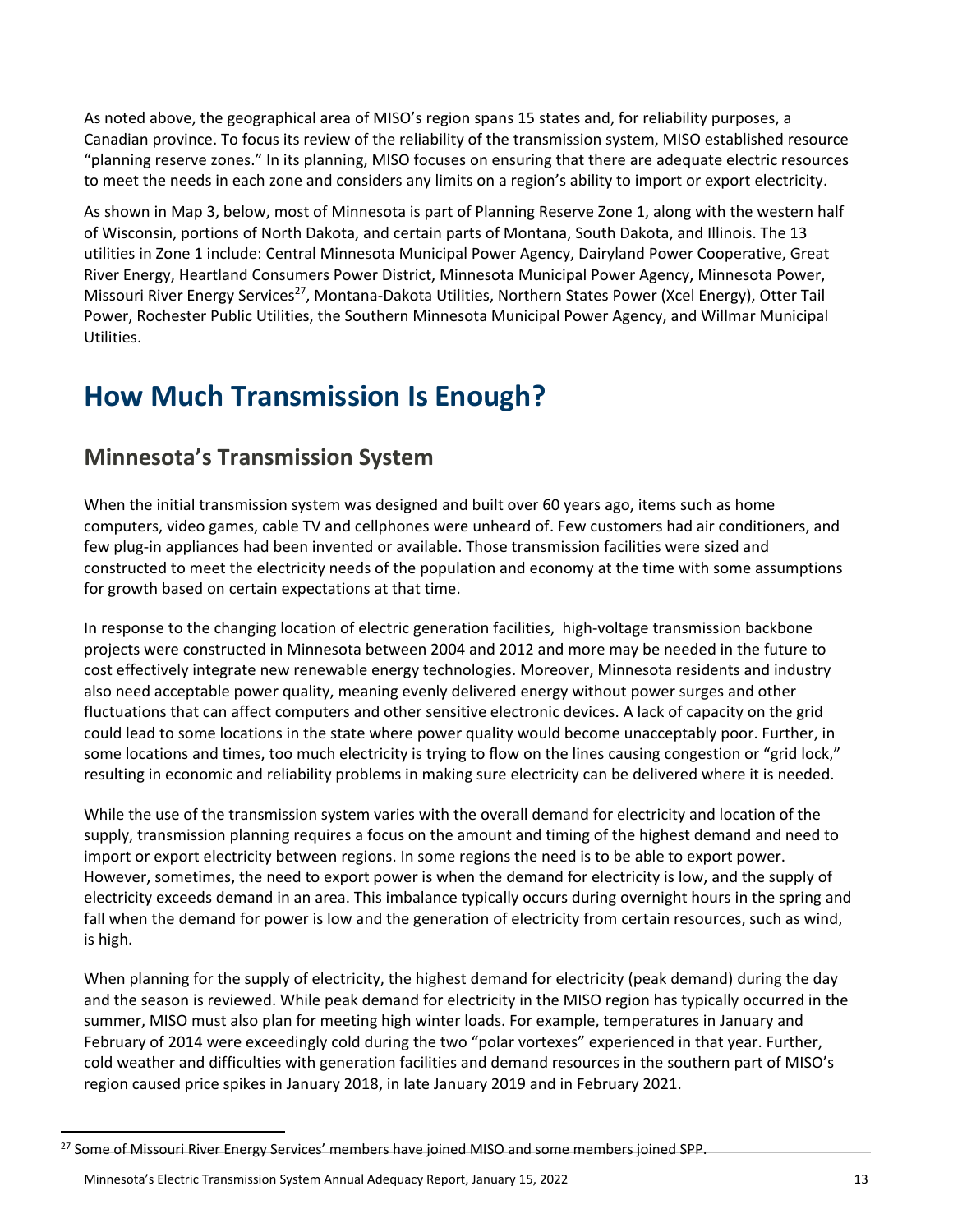As noted above, the geographical area of MISO's region spans 15 states and, for reliability purposes, a Canadian province. To focus its review of the reliability of the transmission system, MISO established resource "planning reserve zones." In its planning, MISO focuses on ensuring that there are adequate electric resources to meet the needs in each zone and considers any limits on a region's ability to import or export electricity.

As shown in Map 3, below, most of Minnesota is part of Planning Reserve Zone 1, along with the western half of Wisconsin, portions of North Dakota, and certain parts of Montana, South Dakota, and Illinois. The 13 utilities in Zone 1 include: Central Minnesota Municipal Power Agency, Dairyland Power Cooperative, Great River Energy, Heartland Consumers Power District, Minnesota Municipal Power Agency, Minnesota Power, Missouri River Energy Services[27], Montana-Dakota Utilities, Northern States Power (Xcel Energy), Otter Tail Power, Rochester Public Utilities, the Southern Minnesota Municipal Power Agency, and Willmar Municipal Utilities.

# How Much Transmission Is Enough?

## Minnesota's Transmission System

When the initial transmission system was designed and built over 60 years ago, items such as home computers, video games, cable TV and cellphones were unheard of. Few customers had air conditioners, and few plug-in appliances had been invented or available. Those transmission facilities were sized and constructed to meet the electricity needs of the population and economy at the time with some assumptions for growth based on certain expectations at that time.

In response to the changing location of electric generation facilities, high-voltage transmission backbone projects were constructed in Minnesota between 2004 and 2012 and more may be needed in the future to cost effectively integrate new renewable energy technologies. Moreover, Minnesota residents and industry also need acceptable power quality, meaning evenly delivered energy without power surges and other fluctuations that can affect computers and other sensitive electronic devices. A lack of capacity on the grid could lead to some locations in the state where power quality would become unacceptably poor. Further, in some locations and times, too much electricity is trying to flow on the lines causing congestion or "grid lock," resulting in economic and reliability problems in making sure electricity can be delivered where it is needed.

While the use of the transmission system varies with the overall demand for electricity and location of the supply, transmission planning requires a focus on the amount and timing of the highest demand and need to import or export electricity between regions. In some regions the need is to be able to export power. However, sometimes, the need to export power is when the demand for electricity is low, and the supply of electricity exceeds demand in an area. This imbalance typically occurs during overnight hours in the spring and fall when the demand for power is low and the generation of electricity from certain resources, such as wind, is high.

When planning for the supply of electricity, the highest demand for electricity (peak demand) during the day and the season is reviewed. While peak demand for electricity in the MISO region has typically occurred in the summer, MISO must also plan for meeting high winter loads. For example, temperatures in January and February of 2014 were exceedingly cold during the two "polar vortexes" experienced in that year. Further, cold weather and difficulties with generation facilities and demand resources in the southern part of MISO's region caused price spikes in January 2018, in late January 2019 and in February 2021.

---

[27] Some of Missouri River Energy Services' members have joined MISO and some members joined SPP.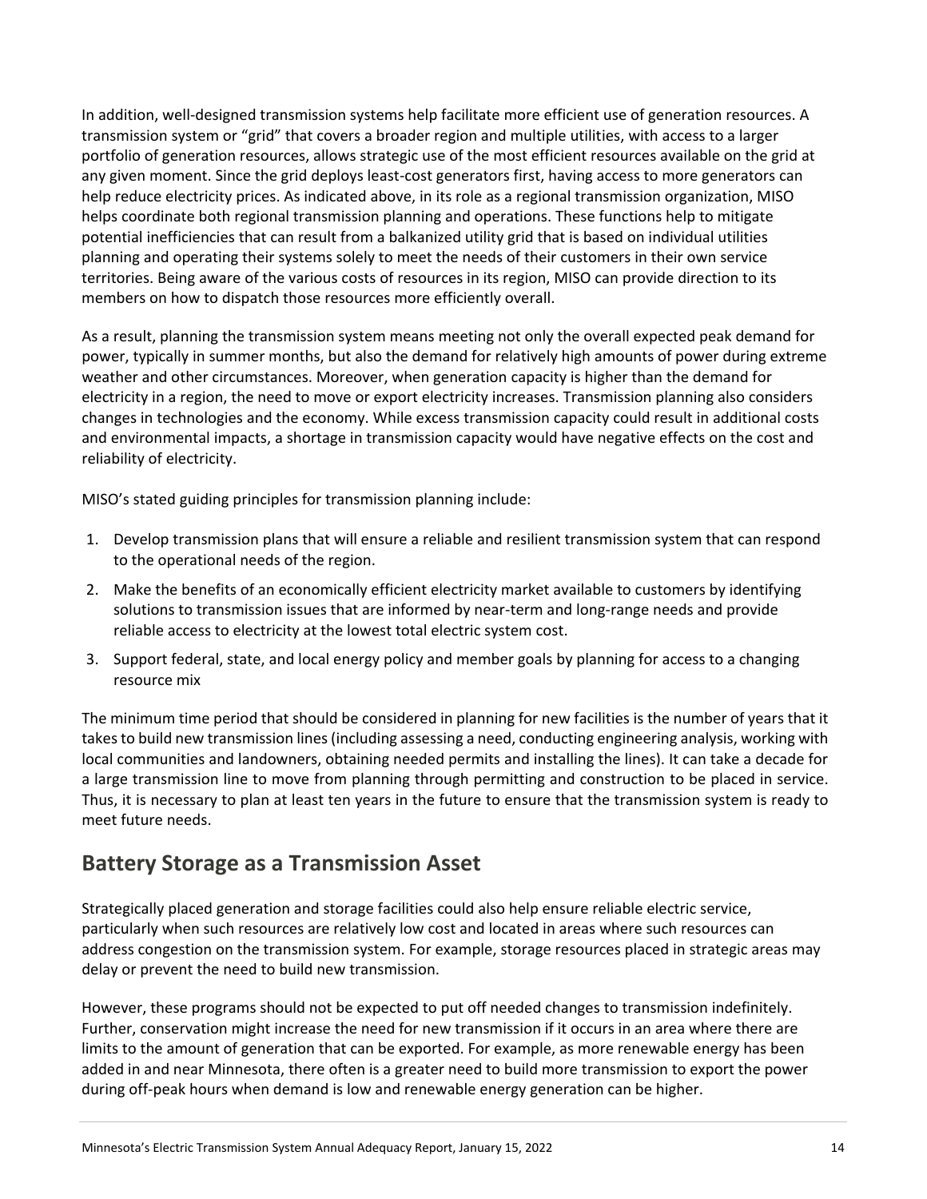In addition, well-designed transmission systems help facilitate more efficient use of generation resources. A transmission system or "grid" that covers a broader region and multiple utilities, with access to a larger portfolio of generation resources, allows strategic use of the most efficient resources available on the grid at any given moment. Since the grid deploys least-cost generators first, having access to more generators can help reduce electricity prices. As indicated above, in its role as a regional transmission organization, MISO helps coordinate both regional transmission planning and operations. These functions help to mitigate potential inefficiencies that can result from a balkanized utility grid that is based on individual utilities planning and operating their systems solely to meet the needs of their customers in their own service territories. Being aware of the various costs of resources in its region, MISO can provide direction to its members on how to dispatch those resources more efficiently overall.

As a result, planning the transmission system means meeting not only the overall expected peak demand for power, typically in summer months, but also the demand for relatively high amounts of power during extreme weather and other circumstances. Moreover, when generation capacity is higher than the demand for electricity in a region, the need to move or export electricity increases. Transmission planning also considers changes in technologies and the economy. While excess transmission capacity could result in additional costs and environmental impacts, a shortage in transmission capacity would have negative effects on the cost and reliability of electricity.

MISO's stated guiding principles for transmission planning include:

1. Develop transmission plans that will ensure a reliable and resilient transmission system that can respond to the operational needs of the region.
2. Make the benefits of an economically efficient electricity market available to customers by identifying solutions to transmission issues that are informed by near-term and long-range needs and provide reliable access to electricity at the lowest total electric system cost.
3. Support federal, state, and local energy policy and member goals by planning for access to a changing resource mix

The minimum time period that should be considered in planning for new facilities is the number of years that it takes to build new transmission lines (including assessing a need, conducting engineering analysis, working with local communities and landowners, obtaining needed permits and installing the lines). It can take a decade for a large transmission line to move from planning through permitting and construction to be placed in service. Thus, it is necessary to plan at least ten years in the future to ensure that the transmission system is ready to meet future needs.

## Battery Storage as a Transmission Asset

Strategically placed generation and storage facilities could also help ensure reliable electric service, particularly when such resources are relatively low cost and located in areas where such resources can address congestion on the transmission system. For example, storage resources placed in strategic areas may delay or prevent the need to build new transmission.

However, these programs should not be expected to put off needed changes to transmission indefinitely. Further, conservation might increase the need for new transmission if it occurs in an area where there are limits to the amount of generation that can be exported. For example, as more renewable energy has been added in and near Minnesota, there often is a greater need to build more transmission to export the power during off-peak hours when demand is low and renewable energy generation can be higher.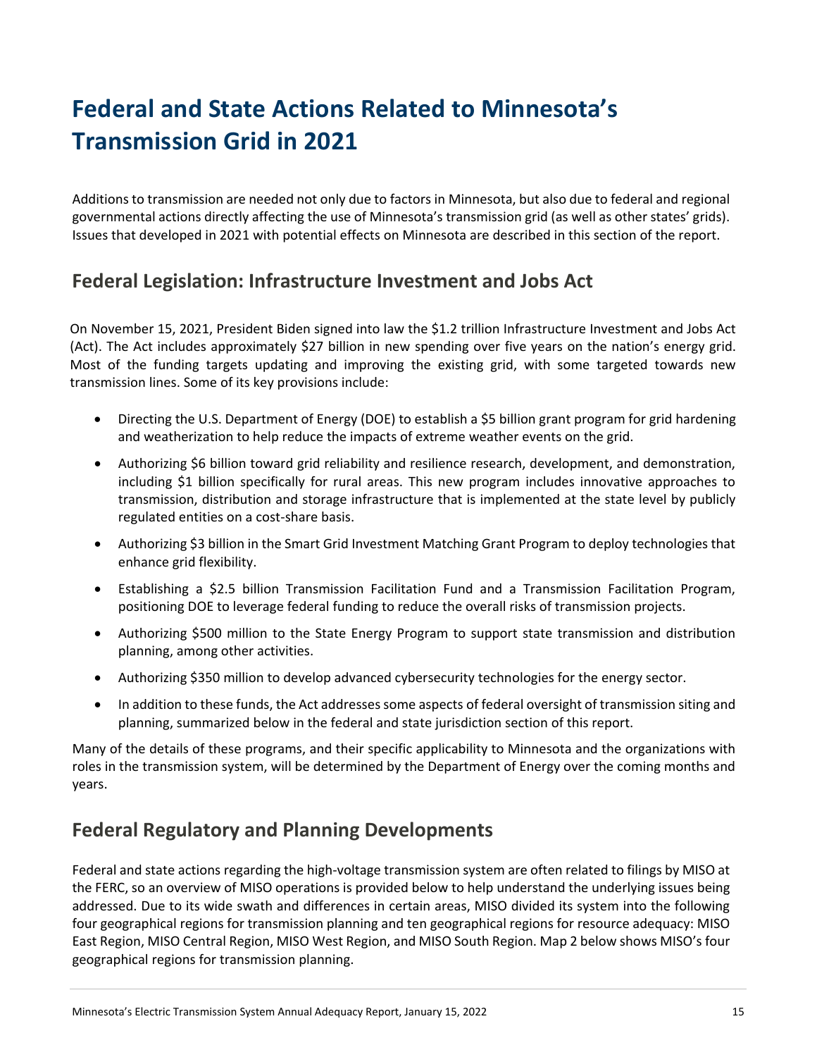# Federal and State Actions Related to Minnesota's Transmission Grid in 2021

Additions to transmission are needed not only due to factors in Minnesota, but also due to federal and regional governmental actions directly affecting the use of Minnesota's transmission grid (as well as other states' grids). Issues that developed in 2021 with potential effects on Minnesota are described in this section of the report.

## Federal Legislation: Infrastructure Investment and Jobs Act

On November 15, 2021, President Biden signed into law the $1.2 trillion Infrastructure Investment and Jobs Act (Act). The Act includes approximately $27 billion in new spending over five years on the nation's energy grid. Most of the funding targets updating and improving the existing grid, with some targeted towards new transmission lines. Some of its key provisions include:

- Directing the U.S. Department of Energy (DOE) to establish a $5 billion grant program for grid hardening and weatherization to help reduce the impacts of extreme weather events on the grid.
- Authorizing $6 billion toward grid reliability and resilience research, development, and demonstration, including $1 billion specifically for rural areas. This new program includes innovative approaches to transmission, distribution and storage infrastructure that is implemented at the state level by publicly regulated entities on a cost-share basis.
- Authorizing $3 billion in the Smart Grid Investment Matching Grant Program to deploy technologies that enhance grid flexibility.
- Establishing a $2.5 billion Transmission Facilitation Fund and a Transmission Facilitation Program, positioning DOE to leverage federal funding to reduce the overall risks of transmission projects.
- Authorizing $500 million to the State Energy Program to support state transmission and distribution planning, among other activities.
- Authorizing $350 million to develop advanced cybersecurity technologies for the energy sector.
- In addition to these funds, the Act addresses some aspects of federal oversight of transmission siting and planning, summarized below in the federal and state jurisdiction section of this report.

Many of the details of these programs, and their specific applicability to Minnesota and the organizations with roles in the transmission system, will be determined by the Department of Energy over the coming months and years.

## Federal Regulatory and Planning Developments

Federal and state actions regarding the high-voltage transmission system are often related to filings by MISO at the FERC, so an overview of MISO operations is provided below to help understand the underlying issues being addressed. Due to its wide swath and differences in certain areas, MISO divided its system into the following four geographical regions for transmission planning and ten geographical regions for resource adequacy: MISO East Region, MISO Central Region, MISO West Region, and MISO South Region. Map 2 below shows MISO's four geographical regions for transmission planning.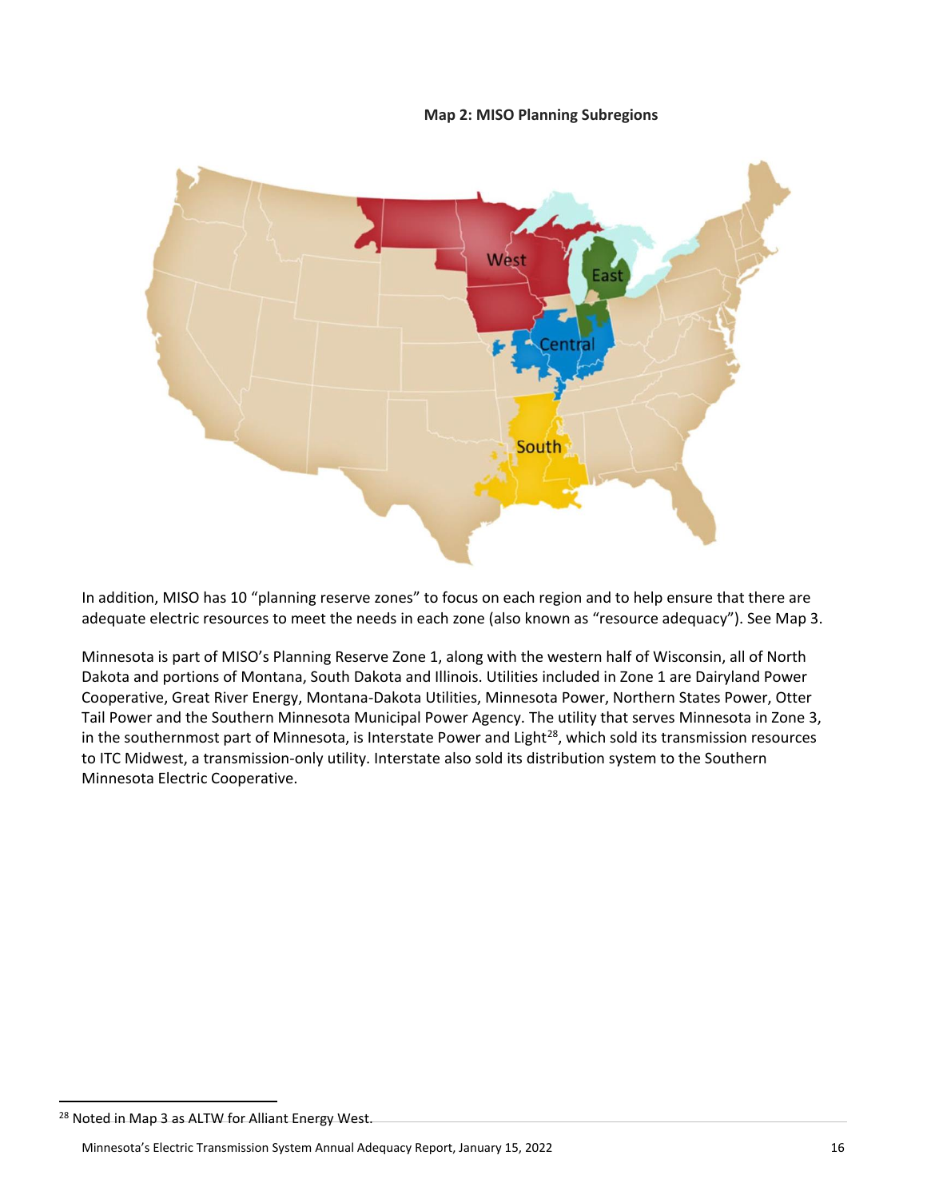**Map 2: MISO Planning Subregions**

In addition, MISO has 10 “planning reserve zones” to focus on each region and to help ensure that there are adequate electric resources to meet the needs in each zone (also known as “resource adequacy”). See Map 3.

Minnesota is part of MISO’s Planning Reserve Zone 1, along with the western half of Wisconsin, all of North Dakota and portions of Montana, South Dakota and Illinois. Utilities included in Zone 1 are Dairyland Power Cooperative, Great River Energy, Montana-Dakota Utilities, Minnesota Power, Northern States Power, Otter Tail Power and the Southern Minnesota Municipal Power Agency. The utility that serves Minnesota in Zone 3, in the southernmost part of Minnesota, is Interstate Power and Light[28], which sold its transmission resources to ITC Midwest, a transmission-only utility. Interstate also sold its distribution system to the Southern Minnesota Electric Cooperative.

[28] Noted in Map 3 as ALTW for Alliant Energy West.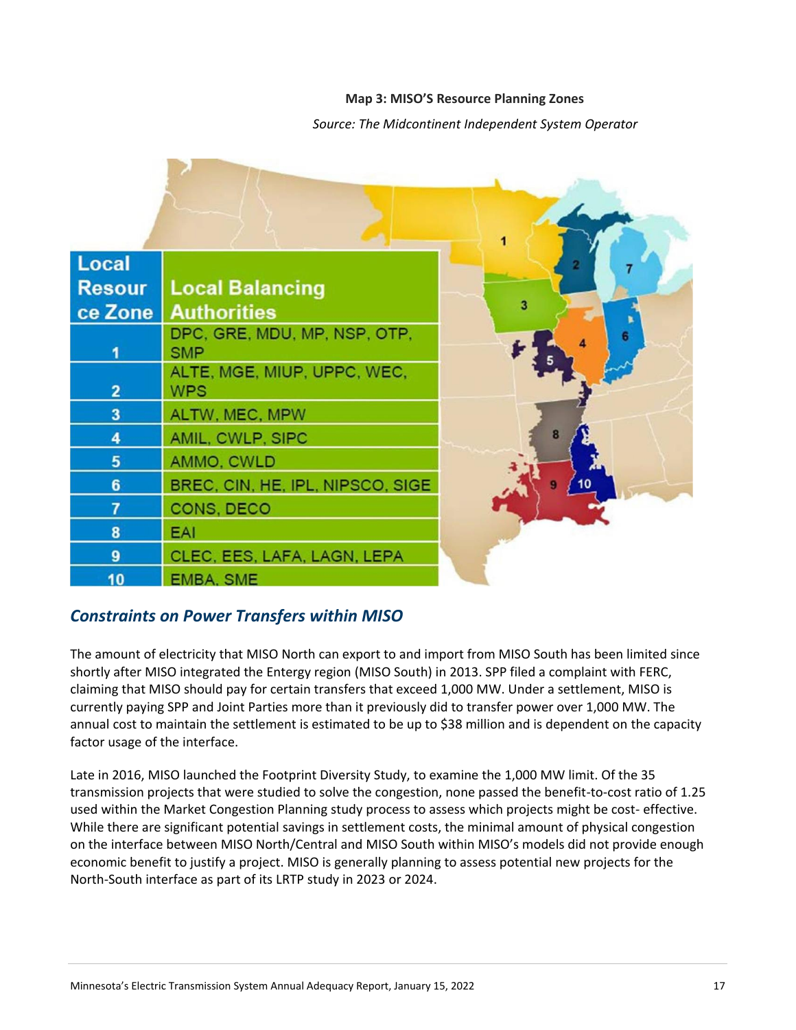**Map 3: MISO'S Resource Planning Zones**

*Source: The Midcontinent Independent System Operator*

| Local Resource Zone | Local Balancing Authorities |
| --- | --- |
| 1 | DPC, GRE, MDU, MP, NSP, OTP, SMP |
| 2 | ALTE, MGE, MIUP, UPPC, WEC, WPS |
| 3 | ALTW, MEC, MPW |
| 4 | AMIL, CWLP, SIPC |
| 5 | AMMO, CWLD |
| 6 | BREC, CIN, HE, IPL, NIPSCO, SIGE |
| 7 | CONS, DECO |
| 8 | EAI |
| 9 | CLEC, EES, LAFA, LAGN, LEPA |
| 10 | EMBA, SME |

## *Constraints on Power Transfers within MISO*

The amount of electricity that MISO North can export to and import from MISO South has been limited since shortly after MISO integrated the Entergy region (MISO South) in 2013. SPP filed a complaint with FERC, claiming that MISO should pay for certain transfers that exceed 1,000 MW. Under a settlement, MISO is currently paying SPP and Joint Parties more than it previously did to transfer power over 1,000 MW. The annual cost to maintain the settlement is estimated to be up to $38 million and is dependent on the capacity factor usage of the interface.

Late in 2016, MISO launched the Footprint Diversity Study, to examine the 1,000 MW limit. Of the 35 transmission projects that were studied to solve the congestion, none passed the benefit-to-cost ratio of 1.25 used within the Market Congestion Planning study process to assess which projects might be cost- effective. While there are significant potential savings in settlement costs, the minimal amount of physical congestion on the interface between MISO North/Central and MISO South within MISO's models did not provide enough economic benefit to justify a project. MISO is generally planning to assess potential new projects for the North-South interface as part of its LRTP study in 2023 or 2024.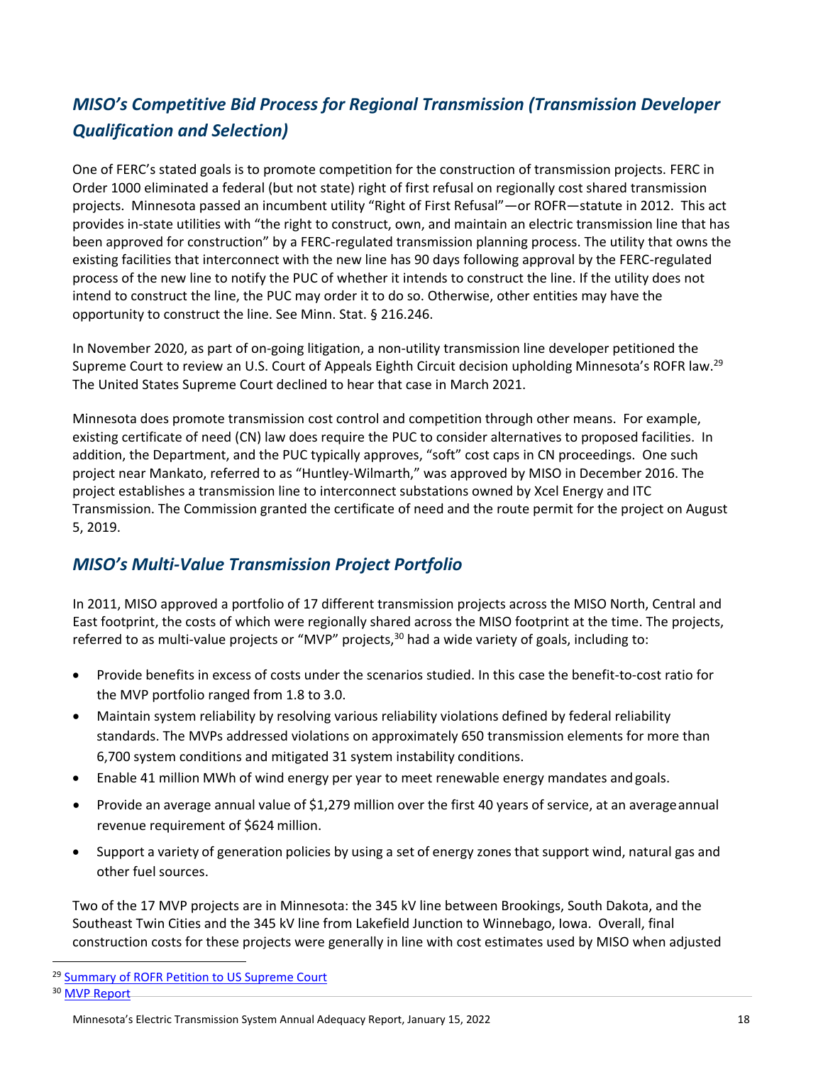## *MISO's Competitive Bid Process for Regional Transmission (Transmission Developer Qualification and Selection)*

One of FERC's stated goals is to promote competition for the construction of transmission projects. FERC in Order 1000 eliminated a federal (but not state) right of first refusal on regionally cost shared transmission projects. Minnesota passed an incumbent utility "Right of First Refusal"—or ROFR—statute in 2012. This act provides in-state utilities with "the right to construct, own, and maintain an electric transmission line that has been approved for construction" by a FERC-regulated transmission planning process. The utility that owns the existing facilities that interconnect with the new line has 90 days following approval by the FERC-regulated process of the new line to notify the PUC of whether it intends to construct the line. If the utility does not intend to construct the line, the PUC may order it to do so. Otherwise, other entities may have the opportunity to construct the line. See Minn. Stat. § 216.246.

In November 2020, as part of on-going litigation, a non-utility transmission line developer petitioned the Supreme Court to review an U.S. Court of Appeals Eighth Circuit decision upholding Minnesota's ROFR law.[29] The United States Supreme Court declined to hear that case in March 2021.

Minnesota does promote transmission cost control and competition through other means. For example, existing certificate of need (CN) law does require the PUC to consider alternatives to proposed facilities. In addition, the Department, and the PUC typically approves, "soft" cost caps in CN proceedings. One such project near Mankato, referred to as "Huntley-Wilmarth," was approved by MISO in December 2016. The project establishes a transmission line to interconnect substations owned by Xcel Energy and ITC Transmission. The Commission granted the certificate of need and the route permit for the project on August 5, 2019.

## *MISO's Multi-Value Transmission Project Portfolio*

In 2011, MISO approved a portfolio of 17 different transmission projects across the MISO North, Central and East footprint, the costs of which were regionally shared across the MISO footprint at the time. The projects, referred to as multi-value projects or "MVP" projects,[30] had a wide variety of goals, including to:

- Provide benefits in excess of costs under the scenarios studied. In this case the benefit-to-cost ratio for the MVP portfolio ranged from 1.8 to 3.0.
- Maintain system reliability by resolving various reliability violations defined by federal reliability standards. The MVPs addressed violations on approximately 650 transmission elements for more than 6,700 system conditions and mitigated 31 system instability conditions.
- Enable 41 million MWh of wind energy per year to meet renewable energy mandates and goals.
- Provide an average annual value of $1,279 million over the first 40 years of service, at an average annual revenue requirement of $624 million.
- Support a variety of generation policies by using a set of energy zones that support wind, natural gas and other fuel sources.

Two of the 17 MVP projects are in Minnesota: the 345 kV line between Brookings, South Dakota, and the Southeast Twin Cities and the 345 kV line from Lakefield Junction to Winnebago, Iowa. Overall, final construction costs for these projects were generally in line with cost estimates used by MISO when adjusted

---

[29] Summary of ROFR Petition to US Supreme Court

[30] MVP Report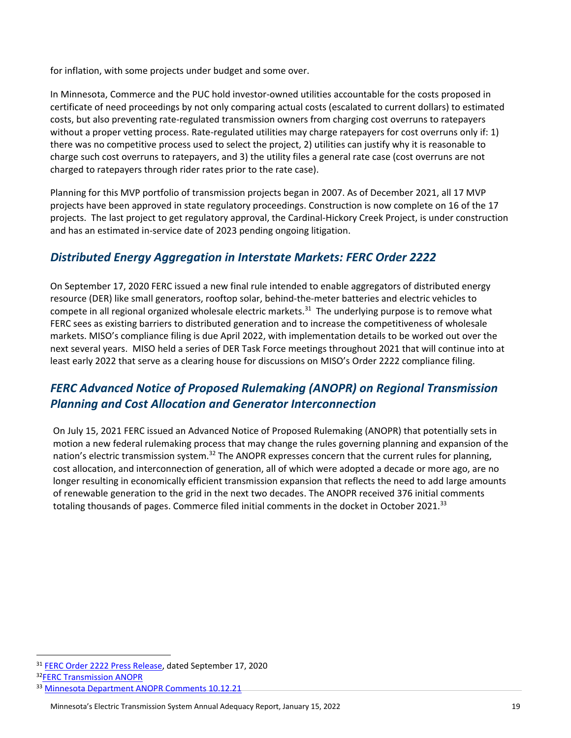for inflation, with some projects under budget and some over.

In Minnesota, Commerce and the PUC hold investor-owned utilities accountable for the costs proposed in certificate of need proceedings by not only comparing actual costs (escalated to current dollars) to estimated costs, but also preventing rate-regulated transmission owners from charging cost overruns to ratepayers without a proper vetting process. Rate-regulated utilities may charge ratepayers for cost overruns only if: 1) there was no competitive process used to select the project, 2) utilities can justify why it is reasonable to charge such cost overruns to ratepayers, and 3) the utility files a general rate case (cost overruns are not charged to ratepayers through rider rates prior to the rate case).

Planning for this MVP portfolio of transmission projects began in 2007. As of December 2021, all 17 MVP projects have been approved in state regulatory proceedings. Construction is now complete on 16 of the 17 projects. The last project to get regulatory approval, the Cardinal-Hickory Creek Project, is under construction and has an estimated in-service date of 2023 pending ongoing litigation.

## *Distributed Energy Aggregation in Interstate Markets: FERC Order 2222*

On September 17, 2020 FERC issued a new final rule intended to enable aggregators of distributed energy resource (DER) like small generators, rooftop solar, behind-the-meter batteries and electric vehicles to compete in all regional organized wholesale electric markets.[31] The underlying purpose is to remove what FERC sees as existing barriers to distributed generation and to increase the competitiveness of wholesale markets. MISO's compliance filing is due April 2022, with implementation details to be worked out over the next several years. MISO held a series of DER Task Force meetings throughout 2021 that will continue into at least early 2022 that serve as a clearing house for discussions on MISO's Order 2222 compliance filing.

## *FERC Advanced Notice of Proposed Rulemaking (ANOPR) on Regional Transmission Planning and Cost Allocation and Generator Interconnection*

On July 15, 2021 FERC issued an Advanced Notice of Proposed Rulemaking (ANOPR) that potentially sets in motion a new federal rulemaking process that may change the rules governing planning and expansion of the nation's electric transmission system.[32] The ANOPR expresses concern that the current rules for planning, cost allocation, and interconnection of generation, all of which were adopted a decade or more ago, are no longer resulting in economically efficient transmission expansion that reflects the need to add large amounts of renewable generation to the grid in the next two decades. The ANOPR received 376 initial comments totaling thousands of pages. Commerce filed initial comments in the docket in October 2021.[33]

---

[31] FERC Order 2222 Press Release, dated September 17, 2020

[32] FERC Transmission ANOPR

[33] Minnesota Department ANOPR Comments 10.12.21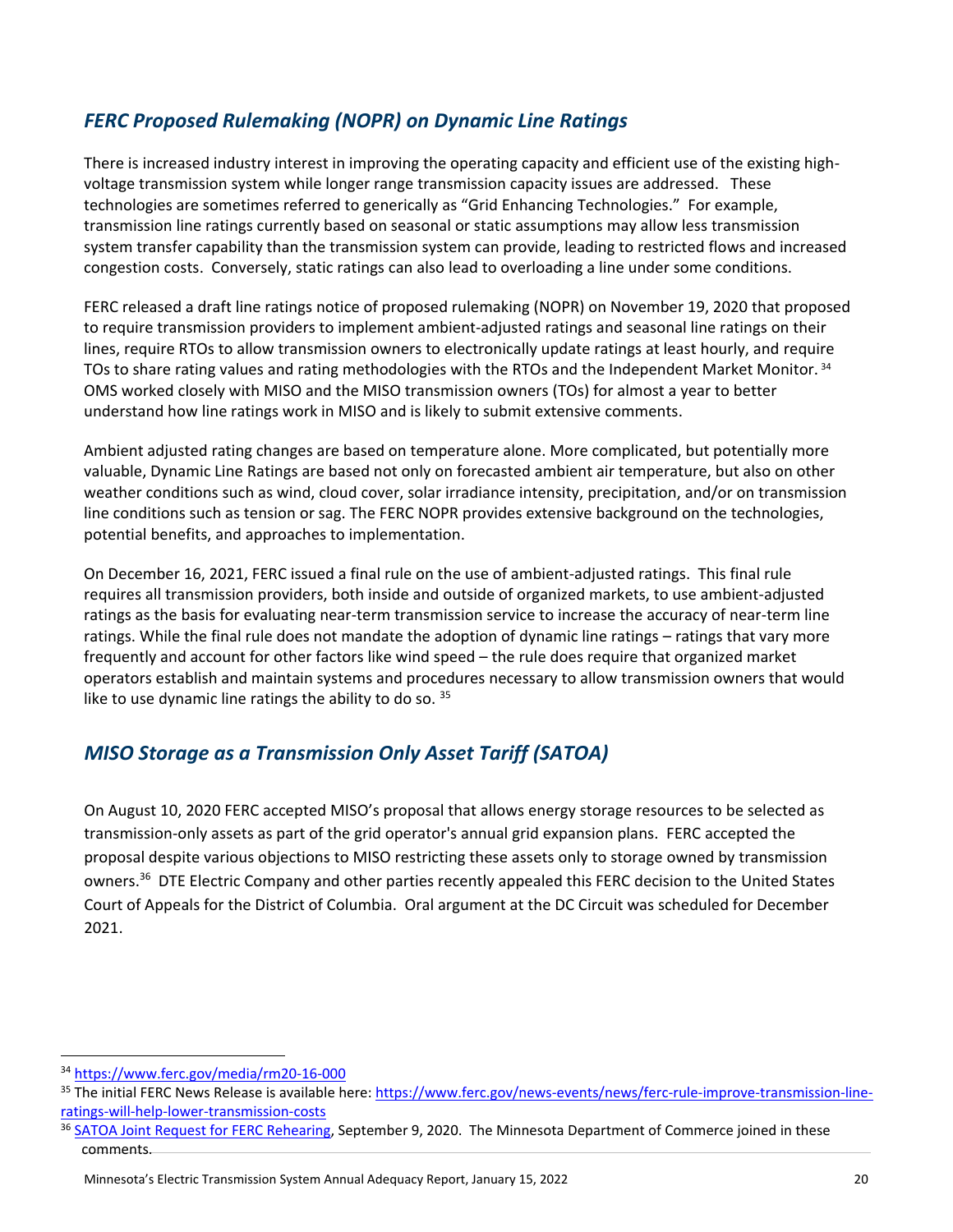## *FERC Proposed Rulemaking (NOPR) on Dynamic Line Ratings*

There is increased industry interest in improving the operating capacity and efficient use of the existing high-voltage transmission system while longer range transmission capacity issues are addressed. These technologies are sometimes referred to generically as "Grid Enhancing Technologies." For example, transmission line ratings currently based on seasonal or static assumptions may allow less transmission system transfer capability than the transmission system can provide, leading to restricted flows and increased congestion costs. Conversely, static ratings can also lead to overloading a line under some conditions.

FERC released a draft line ratings notice of proposed rulemaking (NOPR) on November 19, 2020 that proposed to require transmission providers to implement ambient-adjusted ratings and seasonal line ratings on their lines, require RTOs to allow transmission owners to electronically update ratings at least hourly, and require TOs to share rating values and rating methodologies with the RTOs and the Independent Market Monitor. [34] OMS worked closely with MISO and the MISO transmission owners (TOs) for almost a year to better understand how line ratings work in MISO and is likely to submit extensive comments.

Ambient adjusted rating changes are based on temperature alone. More complicated, but potentially more valuable, Dynamic Line Ratings are based not only on forecasted ambient air temperature, but also on other weather conditions such as wind, cloud cover, solar irradiance intensity, precipitation, and/or on transmission line conditions such as tension or sag. The FERC NOPR provides extensive background on the technologies, potential benefits, and approaches to implementation.

On December 16, 2021, FERC issued a final rule on the use of ambient-adjusted ratings. This final rule requires all transmission providers, both inside and outside of organized markets, to use ambient-adjusted ratings as the basis for evaluating near-term transmission service to increase the accuracy of near-term line ratings. While the final rule does not mandate the adoption of dynamic line ratings – ratings that vary more frequently and account for other factors like wind speed – the rule does require that organized market operators establish and maintain systems and procedures necessary to allow transmission owners that would like to use dynamic line ratings the ability to do so. [35]

## *MISO Storage as a Transmission Only Asset Tariff (SATOA)*

On August 10, 2020 FERC accepted MISO's proposal that allows energy storage resources to be selected as transmission-only assets as part of the grid operator's annual grid expansion plans. FERC accepted the proposal despite various objections to MISO restricting these assets only to storage owned by transmission owners.[36] DTE Electric Company and other parties recently appealed this FERC decision to the United States Court of Appeals for the District of Columbia. Oral argument at the DC Circuit was scheduled for December 2021.

---

[34] https://www.ferc.gov/media/rm20-16-000

[35] The initial FERC News Release is available here: https://www.ferc.gov/news-events/news/ferc-rule-improve-transmission-line-ratings-will-help-lower-transmission-costs

[36] SATOA Joint Request for FERC Rehearing, September 9, 2020. The Minnesota Department of Commerce joined in these comments.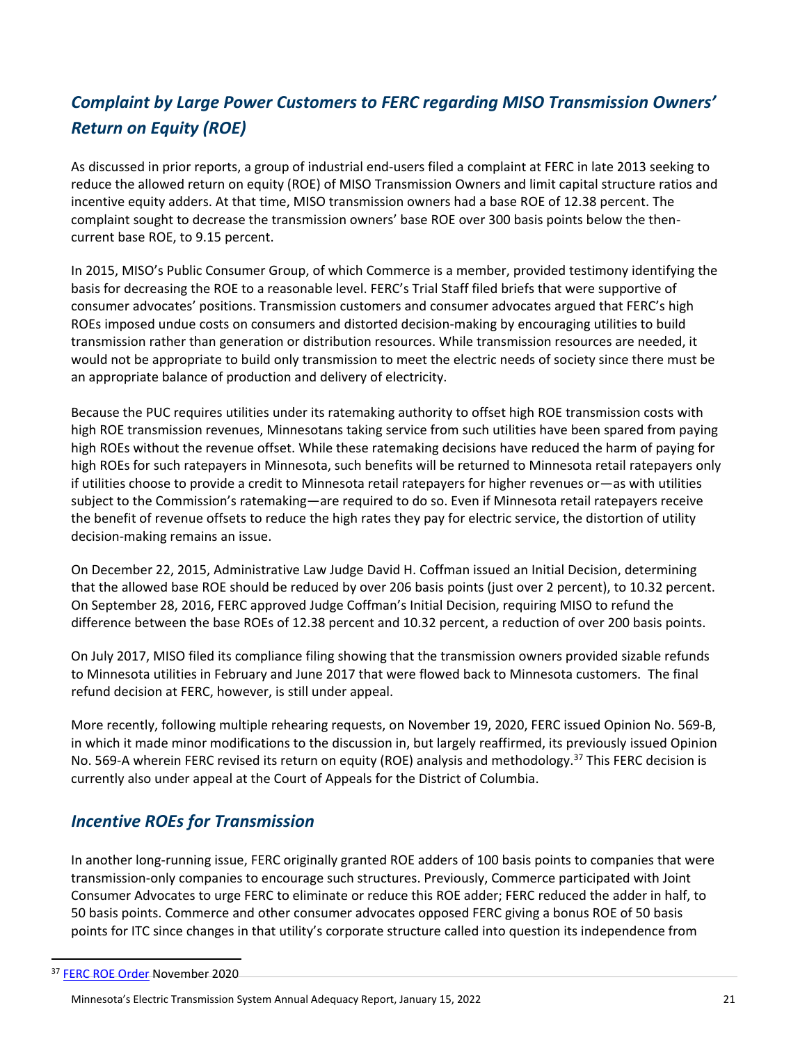## *Complaint by Large Power Customers to FERC regarding MISO Transmission Owners' Return on Equity (ROE)*

As discussed in prior reports, a group of industrial end-users filed a complaint at FERC in late 2013 seeking to reduce the allowed return on equity (ROE) of MISO Transmission Owners and limit capital structure ratios and incentive equity adders. At that time, MISO transmission owners had a base ROE of 12.38 percent. The complaint sought to decrease the transmission owners' base ROE over 300 basis points below the then-current base ROE, to 9.15 percent.

In 2015, MISO's Public Consumer Group, of which Commerce is a member, provided testimony identifying the basis for decreasing the ROE to a reasonable level. FERC's Trial Staff filed briefs that were supportive of consumer advocates' positions. Transmission customers and consumer advocates argued that FERC's high ROEs imposed undue costs on consumers and distorted decision-making by encouraging utilities to build transmission rather than generation or distribution resources. While transmission resources are needed, it would not be appropriate to build only transmission to meet the electric needs of society since there must be an appropriate balance of production and delivery of electricity.

Because the PUC requires utilities under its ratemaking authority to offset high ROE transmission costs with high ROE transmission revenues, Minnesotans taking service from such utilities have been spared from paying high ROEs without the revenue offset. While these ratemaking decisions have reduced the harm of paying for high ROEs for such ratepayers in Minnesota, such benefits will be returned to Minnesota retail ratepayers only if utilities choose to provide a credit to Minnesota retail ratepayers for higher revenues or—as with utilities subject to the Commission's ratemaking—are required to do so. Even if Minnesota retail ratepayers receive the benefit of revenue offsets to reduce the high rates they pay for electric service, the distortion of utility decision-making remains an issue.

On December 22, 2015, Administrative Law Judge David H. Coffman issued an Initial Decision, determining that the allowed base ROE should be reduced by over 206 basis points (just over 2 percent), to 10.32 percent. On September 28, 2016, FERC approved Judge Coffman's Initial Decision, requiring MISO to refund the difference between the base ROEs of 12.38 percent and 10.32 percent, a reduction of over 200 basis points.

On July 2017, MISO filed its compliance filing showing that the transmission owners provided sizable refunds to Minnesota utilities in February and June 2017 that were flowed back to Minnesota customers. The final refund decision at FERC, however, is still under appeal.

More recently, following multiple rehearing requests, on November 19, 2020, FERC issued Opinion No. 569-B, in which it made minor modifications to the discussion in, but largely reaffirmed, its previously issued Opinion No. 569-A wherein FERC revised its return on equity (ROE) analysis and methodology.[37] This FERC decision is currently also under appeal at the Court of Appeals for the District of Columbia.

## *Incentive ROEs for Transmission*

In another long-running issue, FERC originally granted ROE adders of 100 basis points to companies that were transmission-only companies to encourage such structures. Previously, Commerce participated with Joint Consumer Advocates to urge FERC to eliminate or reduce this ROE adder; FERC reduced the adder in half, to 50 basis points. Commerce and other consumer advocates opposed FERC giving a bonus ROE of 50 basis points for ITC since changes in that utility's corporate structure called into question its independence from

---

[37] FERC ROE Order November 2020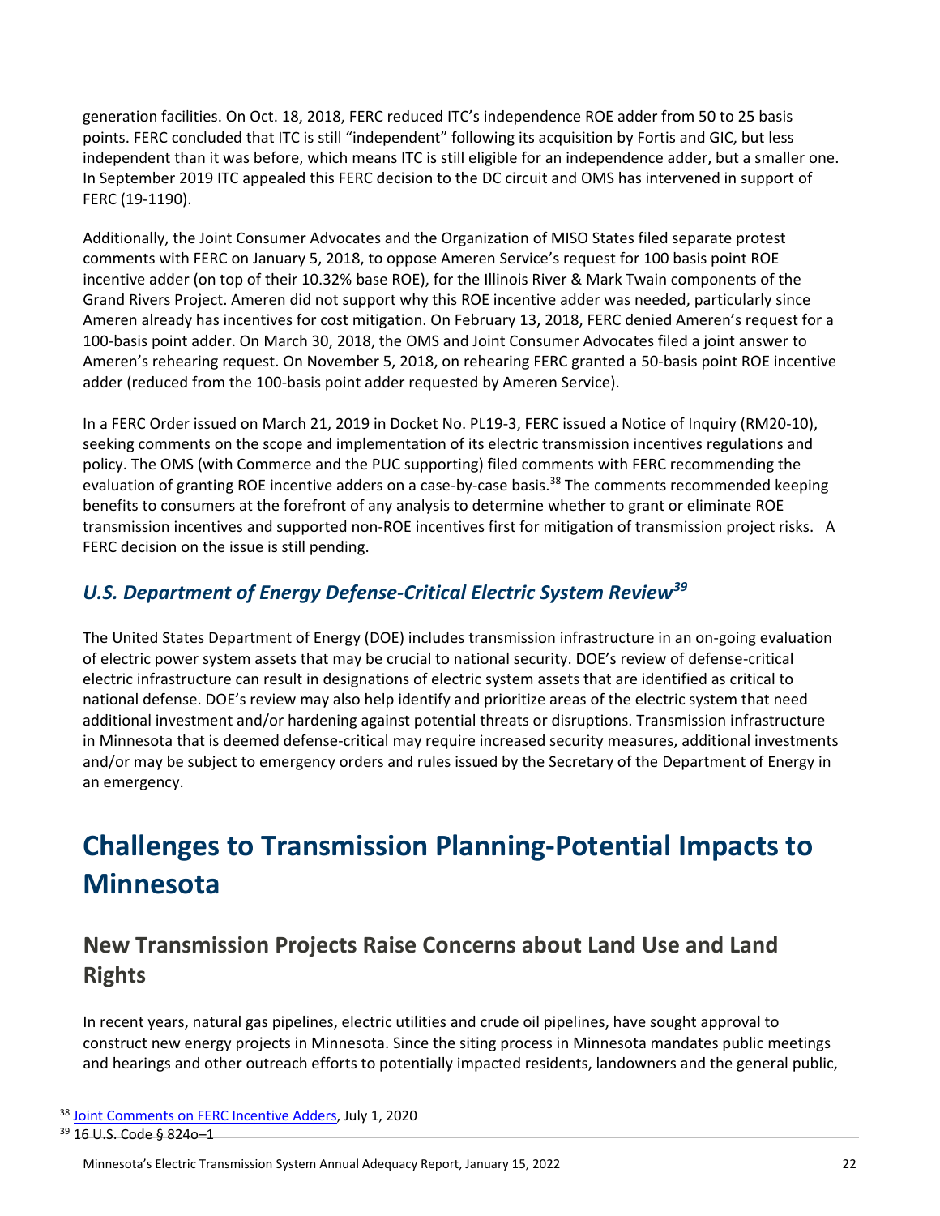generation facilities. On Oct. 18, 2018, FERC reduced ITC's independence ROE adder from 50 to 25 basis points. FERC concluded that ITC is still "independent" following its acquisition by Fortis and GIC, but less independent than it was before, which means ITC is still eligible for an independence adder, but a smaller one. In September 2019 ITC appealed this FERC decision to the DC circuit and OMS has intervened in support of FERC (19-1190).

Additionally, the Joint Consumer Advocates and the Organization of MISO States filed separate protest comments with FERC on January 5, 2018, to oppose Ameren Service's request for 100 basis point ROE incentive adder (on top of their 10.32% base ROE), for the Illinois River & Mark Twain components of the Grand Rivers Project. Ameren did not support why this ROE incentive adder was needed, particularly since Ameren already has incentives for cost mitigation. On February 13, 2018, FERC denied Ameren's request for a 100-basis point adder. On March 30, 2018, the OMS and Joint Consumer Advocates filed a joint answer to Ameren's rehearing request. On November 5, 2018, on rehearing FERC granted a 50-basis point ROE incentive adder (reduced from the 100-basis point adder requested by Ameren Service).

In a FERC Order issued on March 21, 2019 in Docket No. PL19-3, FERC issued a Notice of Inquiry (RM20-10), seeking comments on the scope and implementation of its electric transmission incentives regulations and policy. The OMS (with Commerce and the PUC supporting) filed comments with FERC recommending the evaluation of granting ROE incentive adders on a case-by-case basis.[38] The comments recommended keeping benefits to consumers at the forefront of any analysis to determine whether to grant or eliminate ROE transmission incentives and supported non-ROE incentives first for mitigation of transmission project risks. A FERC decision on the issue is still pending.

## *U.S. Department of Energy Defense-Critical Electric System Review[39]*

The United States Department of Energy (DOE) includes transmission infrastructure in an on-going evaluation of electric power system assets that may be crucial to national security. DOE's review of defense-critical electric infrastructure can result in designations of electric system assets that are identified as critical to national defense. DOE's review may also help identify and prioritize areas of the electric system that need additional investment and/or hardening against potential threats or disruptions. Transmission infrastructure in Minnesota that is deemed defense-critical may require increased security measures, additional investments and/or may be subject to emergency orders and rules issued by the Secretary of the Department of Energy in an emergency.

# Challenges to Transmission Planning-Potential Impacts to Minnesota

## New Transmission Projects Raise Concerns about Land Use and Land Rights

In recent years, natural gas pipelines, electric utilities and crude oil pipelines, have sought approval to construct new energy projects in Minnesota. Since the siting process in Minnesota mandates public meetings and hearings and other outreach efforts to potentially impacted residents, landowners and the general public,

[38] Joint Comments on FERC Incentive Adders, July 1, 2020

[39] 16 U.S. Code § 824o–1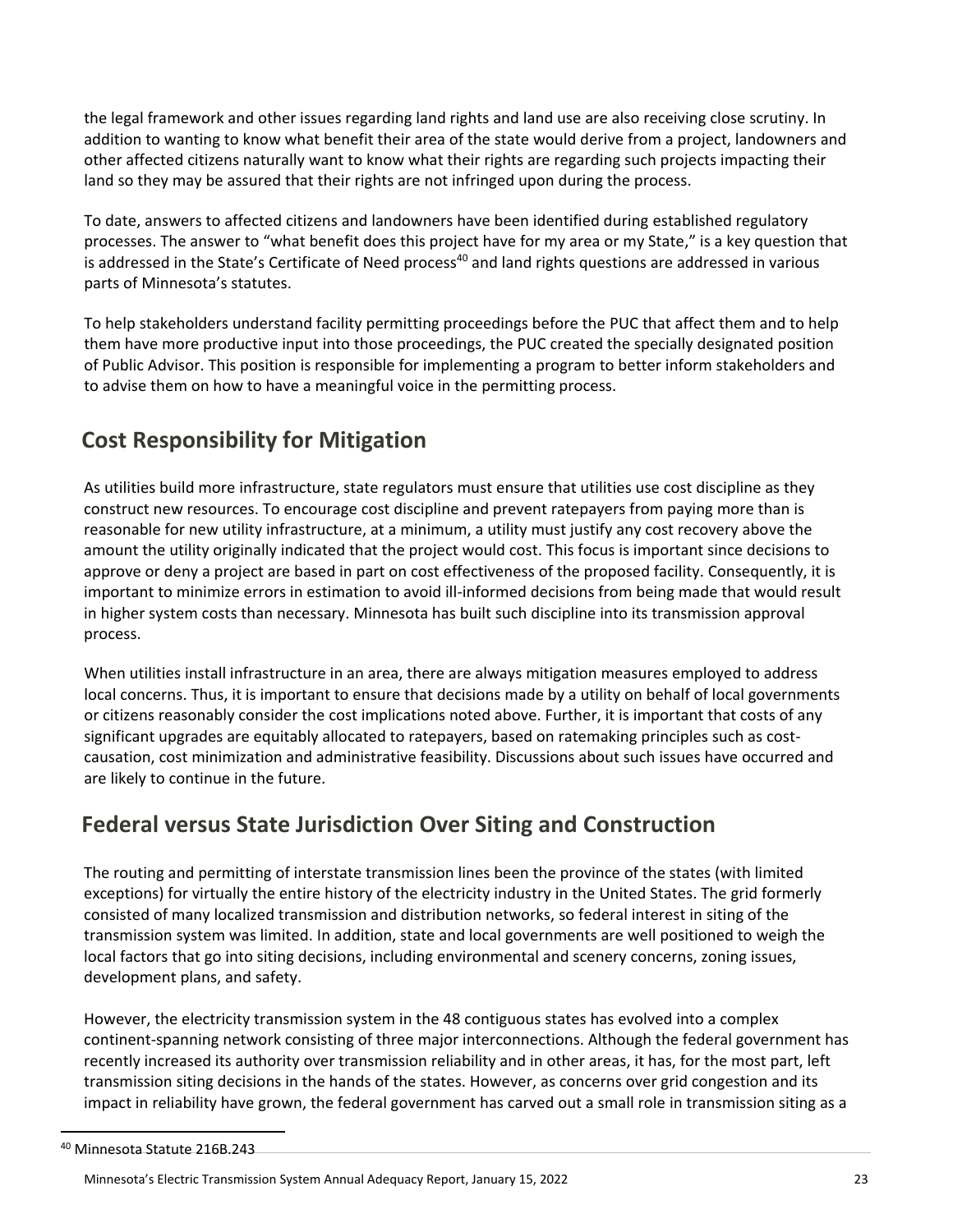the legal framework and other issues regarding land rights and land use are also receiving close scrutiny. In addition to wanting to know what benefit their area of the state would derive from a project, landowners and other affected citizens naturally want to know what their rights are regarding such projects impacting their land so they may be assured that their rights are not infringed upon during the process.

To date, answers to affected citizens and landowners have been identified during established regulatory processes. The answer to "what benefit does this project have for my area or my State," is a key question that is addressed in the State's Certificate of Need process[40] and land rights questions are addressed in various parts of Minnesota's statutes.

To help stakeholders understand facility permitting proceedings before the PUC that affect them and to help them have more productive input into those proceedings, the PUC created the specially designated position of Public Advisor. This position is responsible for implementing a program to better inform stakeholders and to advise them on how to have a meaningful voice in the permitting process.

## Cost Responsibility for Mitigation

As utilities build more infrastructure, state regulators must ensure that utilities use cost discipline as they construct new resources. To encourage cost discipline and prevent ratepayers from paying more than is reasonable for new utility infrastructure, at a minimum, a utility must justify any cost recovery above the amount the utility originally indicated that the project would cost. This focus is important since decisions to approve or deny a project are based in part on cost effectiveness of the proposed facility. Consequently, it is important to minimize errors in estimation to avoid ill-informed decisions from being made that would result in higher system costs than necessary. Minnesota has built such discipline into its transmission approval process.

When utilities install infrastructure in an area, there are always mitigation measures employed to address local concerns. Thus, it is important to ensure that decisions made by a utility on behalf of local governments or citizens reasonably consider the cost implications noted above. Further, it is important that costs of any significant upgrades are equitably allocated to ratepayers, based on ratemaking principles such as cost-causation, cost minimization and administrative feasibility. Discussions about such issues have occurred and are likely to continue in the future.

## Federal versus State Jurisdiction Over Siting and Construction

The routing and permitting of interstate transmission lines been the province of the states (with limited exceptions) for virtually the entire history of the electricity industry in the United States. The grid formerly consisted of many localized transmission and distribution networks, so federal interest in siting of the transmission system was limited. In addition, state and local governments are well positioned to weigh the local factors that go into siting decisions, including environmental and scenery concerns, zoning issues, development plans, and safety.

However, the electricity transmission system in the 48 contiguous states has evolved into a complex continent-spanning network consisting of three major interconnections. Although the federal government has recently increased its authority over transmission reliability and in other areas, it has, for the most part, left transmission siting decisions in the hands of the states. However, as concerns over grid congestion and its impact in reliability have grown, the federal government has carved out a small role in transmission siting as a

[40] Minnesota Statute 216B.243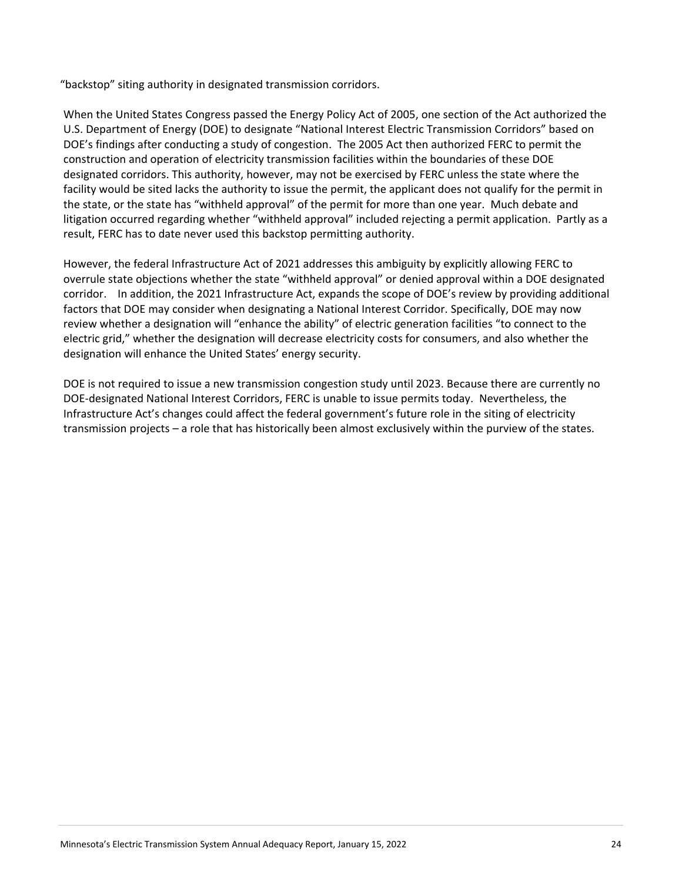"backstop" siting authority in designated transmission corridors.

When the United States Congress passed the Energy Policy Act of 2005, one section of the Act authorized the U.S. Department of Energy (DOE) to designate "National Interest Electric Transmission Corridors" based on DOE's findings after conducting a study of congestion. The 2005 Act then authorized FERC to permit the construction and operation of electricity transmission facilities within the boundaries of these DOE designated corridors. This authority, however, may not be exercised by FERC unless the state where the facility would be sited lacks the authority to issue the permit, the applicant does not qualify for the permit in the state, or the state has "withheld approval" of the permit for more than one year. Much debate and litigation occurred regarding whether "withheld approval" included rejecting a permit application. Partly as a result, FERC has to date never used this backstop permitting authority.

However, the federal Infrastructure Act of 2021 addresses this ambiguity by explicitly allowing FERC to overrule state objections whether the state "withheld approval" or denied approval within a DOE designated corridor. In addition, the 2021 Infrastructure Act, expands the scope of DOE's review by providing additional factors that DOE may consider when designating a National Interest Corridor. Specifically, DOE may now review whether a designation will "enhance the ability" of electric generation facilities "to connect to the electric grid," whether the designation will decrease electricity costs for consumers, and also whether the designation will enhance the United States' energy security.

DOE is not required to issue a new transmission congestion study until 2023. Because there are currently no DOE-designated National Interest Corridors, FERC is unable to issue permits today. Nevertheless, the Infrastructure Act's changes could affect the federal government's future role in the siting of electricity transmission projects – a role that has historically been almost exclusively within the purview of the states.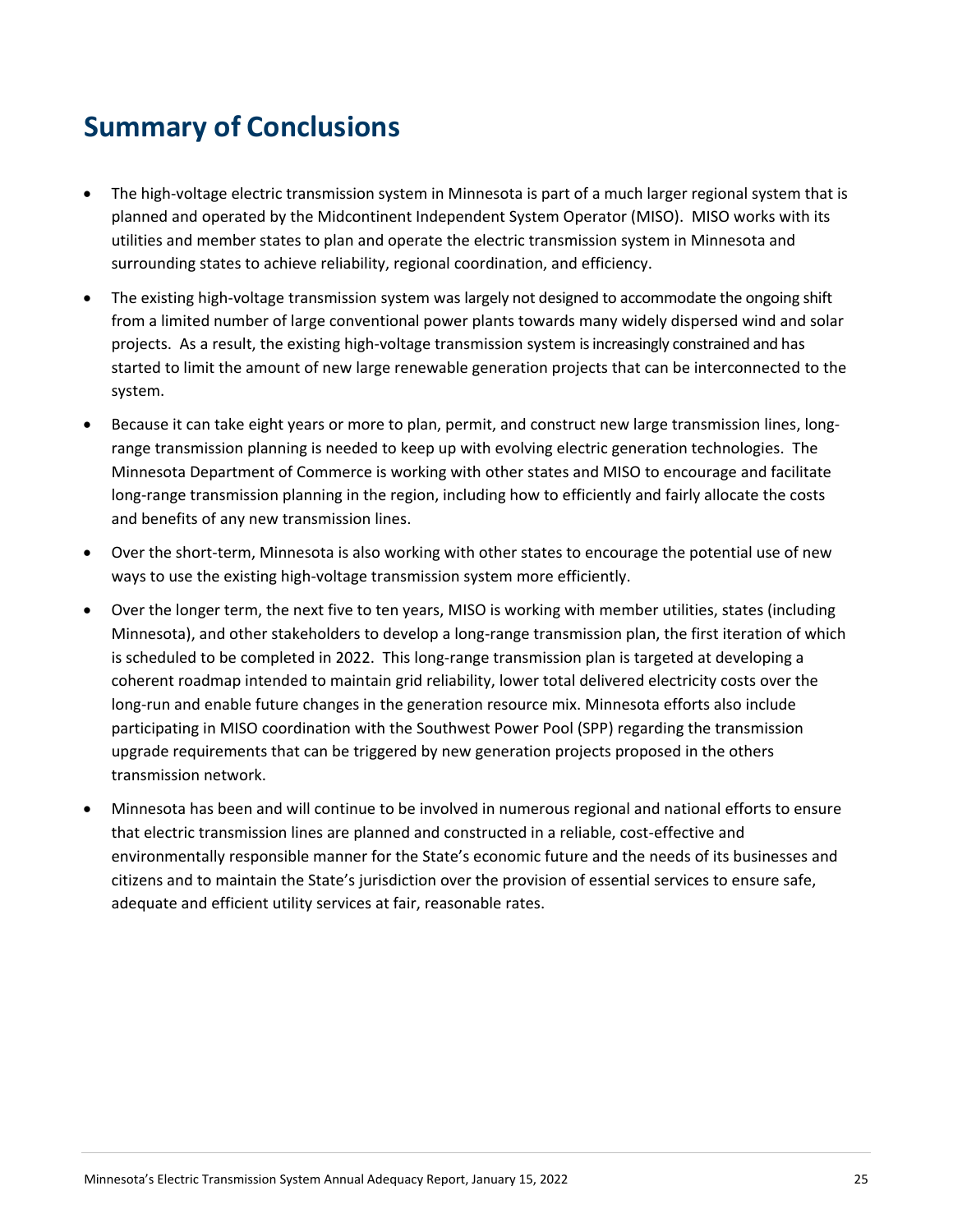# Summary of Conclusions

- The high-voltage electric transmission system in Minnesota is part of a much larger regional system that is planned and operated by the Midcontinent Independent System Operator (MISO). MISO works with its utilities and member states to plan and operate the electric transmission system in Minnesota and surrounding states to achieve reliability, regional coordination, and efficiency.
- The existing high-voltage transmission system was largely not designed to accommodate the ongoing shift from a limited number of large conventional power plants towards many widely dispersed wind and solar projects. As a result, the existing high-voltage transmission system is increasingly constrained and has started to limit the amount of new large renewable generation projects that can be interconnected to the system.
- Because it can take eight years or more to plan, permit, and construct new large transmission lines, long-range transmission planning is needed to keep up with evolving electric generation technologies. The Minnesota Department of Commerce is working with other states and MISO to encourage and facilitate long-range transmission planning in the region, including how to efficiently and fairly allocate the costs and benefits of any new transmission lines.
- Over the short-term, Minnesota is also working with other states to encourage the potential use of new ways to use the existing high-voltage transmission system more efficiently.
- Over the longer term, the next five to ten years, MISO is working with member utilities, states (including Minnesota), and other stakeholders to develop a long-range transmission plan, the first iteration of which is scheduled to be completed in 2022. This long-range transmission plan is targeted at developing a coherent roadmap intended to maintain grid reliability, lower total delivered electricity costs over the long-run and enable future changes in the generation resource mix. Minnesota efforts also include participating in MISO coordination with the Southwest Power Pool (SPP) regarding the transmission upgrade requirements that can be triggered by new generation projects proposed in the others transmission network.
- Minnesota has been and will continue to be involved in numerous regional and national efforts to ensure that electric transmission lines are planned and constructed in a reliable, cost-effective and environmentally responsible manner for the State's economic future and the needs of its businesses and citizens and to maintain the State's jurisdiction over the provision of essential services to ensure safe, adequate and efficient utility services at fair, reasonable rates.